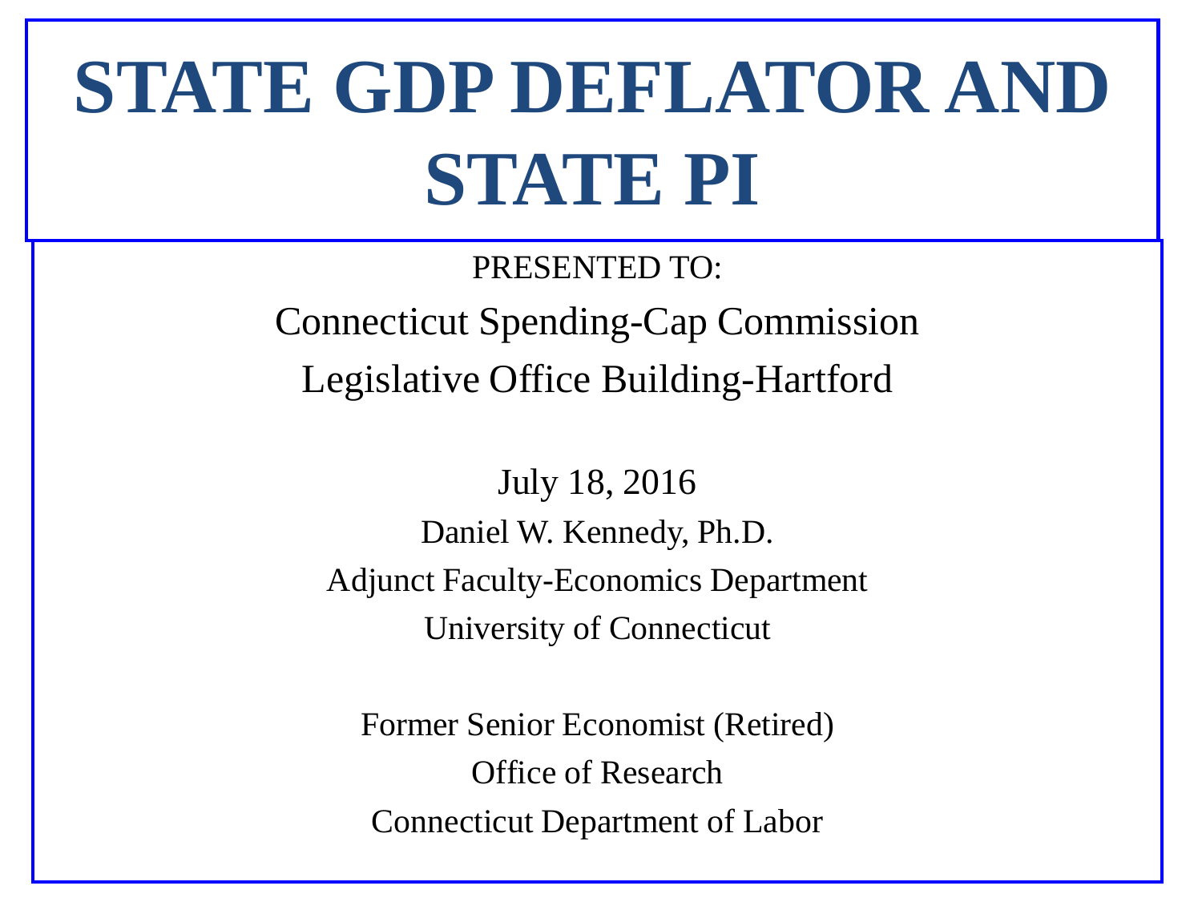# STATE GDP DEFLATOR AND STATE PI

PRESENTED TO:

Connecticut Spending-Cap Commission

Legislative Office Building-Hartford

July 18, 2016

Daniel W. Kennedy, Ph.D.

Adjunct Faculty-Economics Department

University of Connecticut

Former Senior Economist (Retired)

Office of Research

Connecticut Department of Labor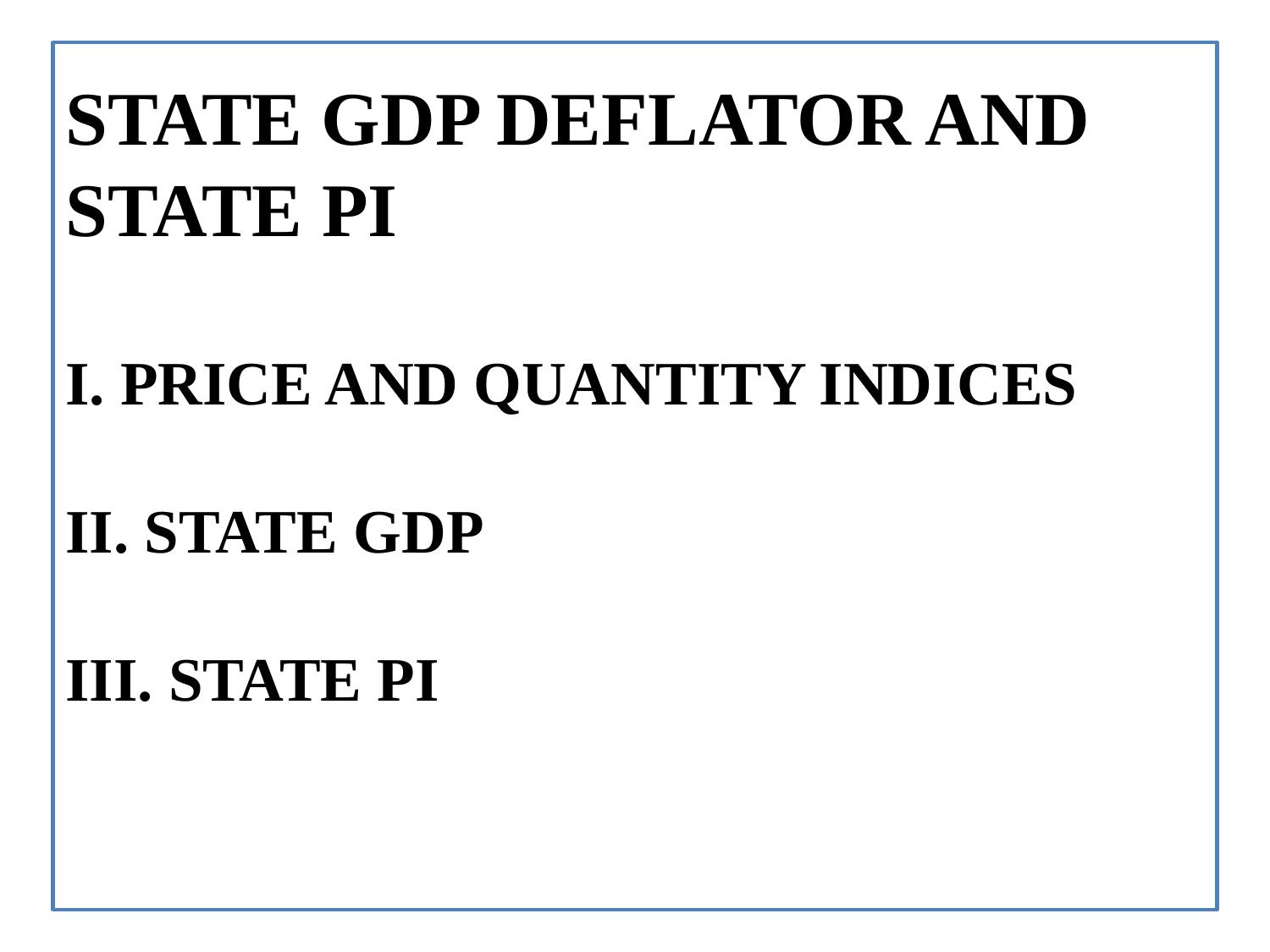# STATE GDP DEFLATOR AND STATE PI

## I. PRICE AND QUANTITY INDICES

## II. STATE GDP

## III. STATE PI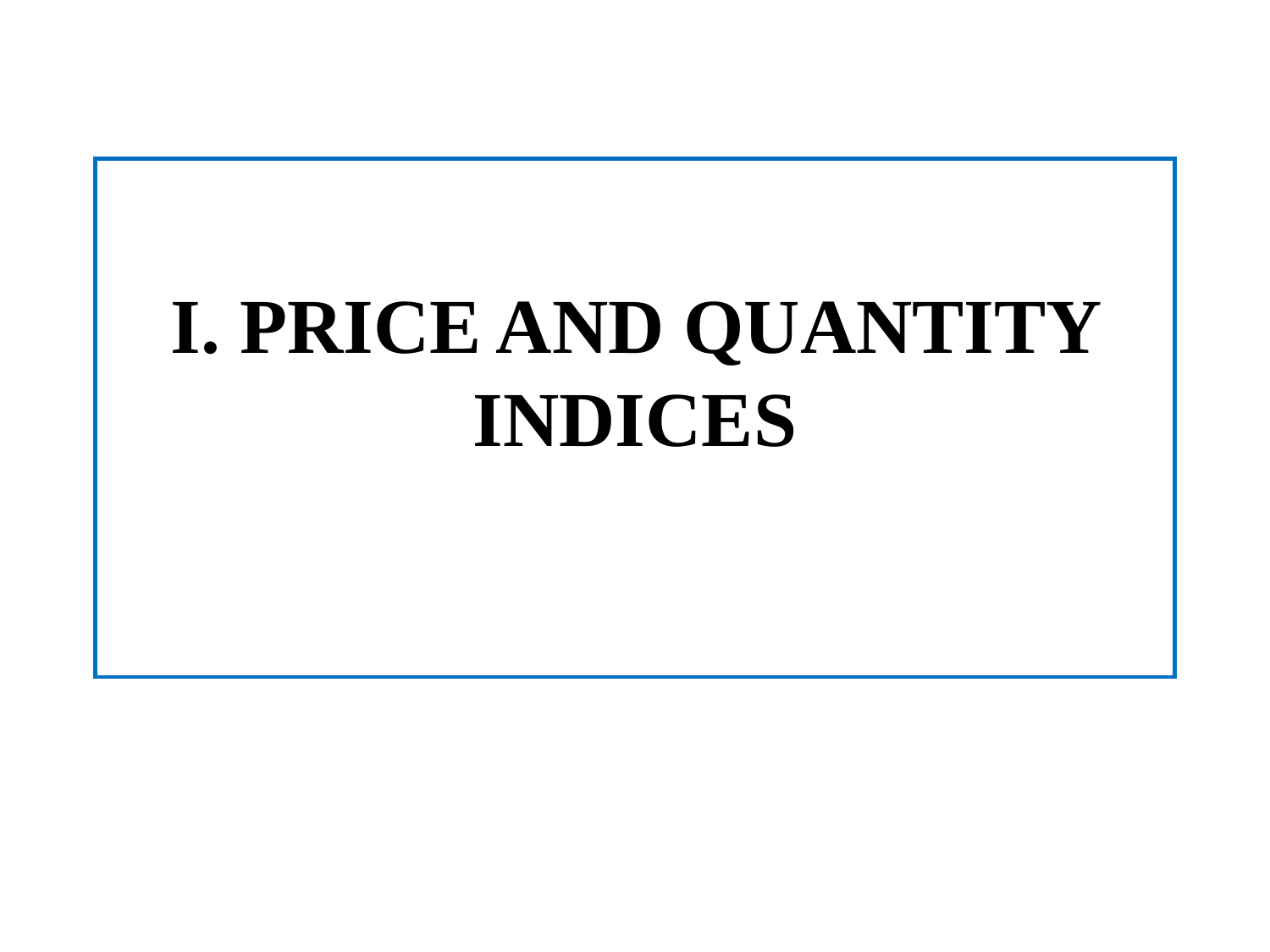# I. PRICE AND QUANTITY INDICES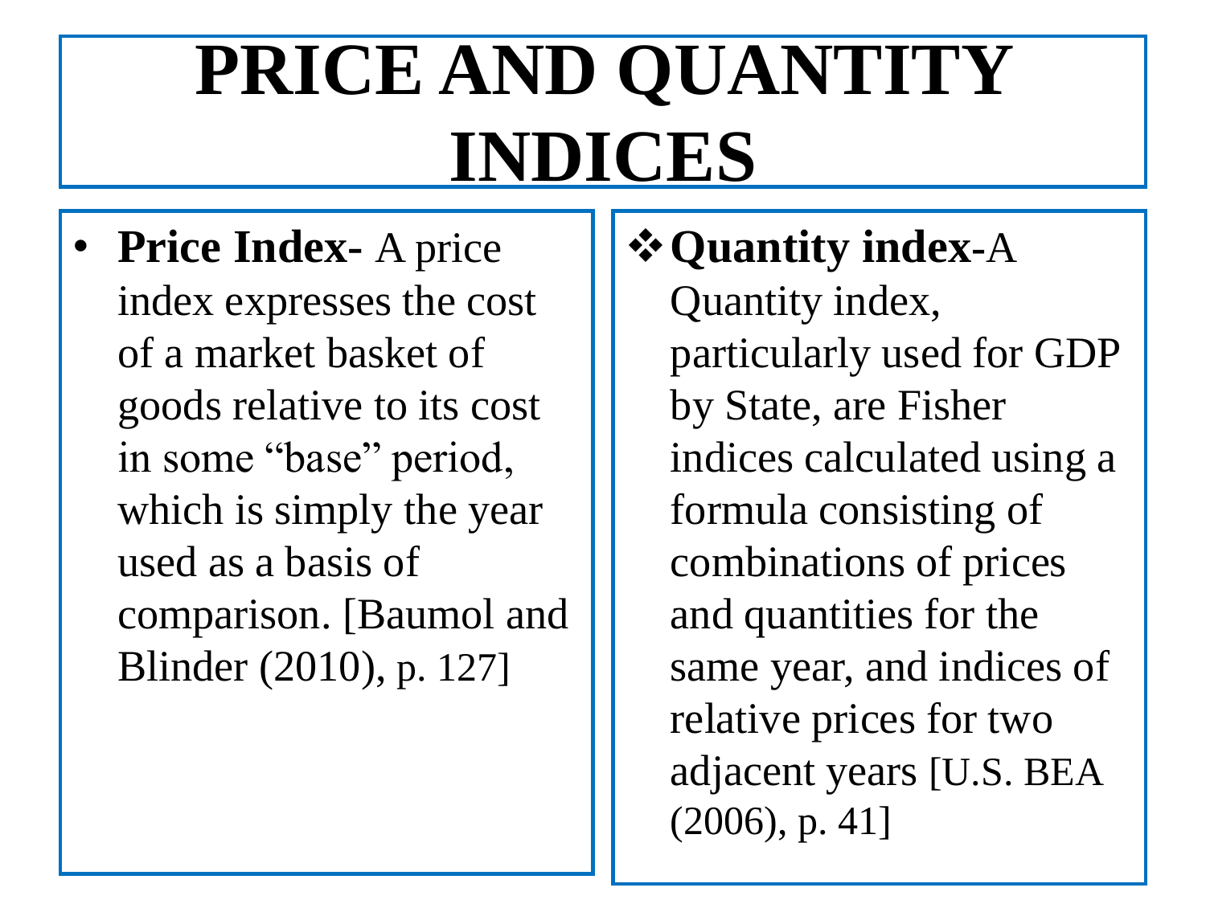# PRICE AND QUANTITY INDICES

- **Price Index-** A price index expresses the cost of a market basket of goods relative to its cost in some "base" period, which is simply the year used as a basis of comparison. [Baumol and Blinder (2010), p. 127]

- **Quantity index**-A Quantity index, particularly used for GDP by State, are Fisher indices calculated using a formula consisting of combinations of prices and quantities for the same year, and indices of relative prices for two adjacent years [U.S. BEA (2006), p. 41]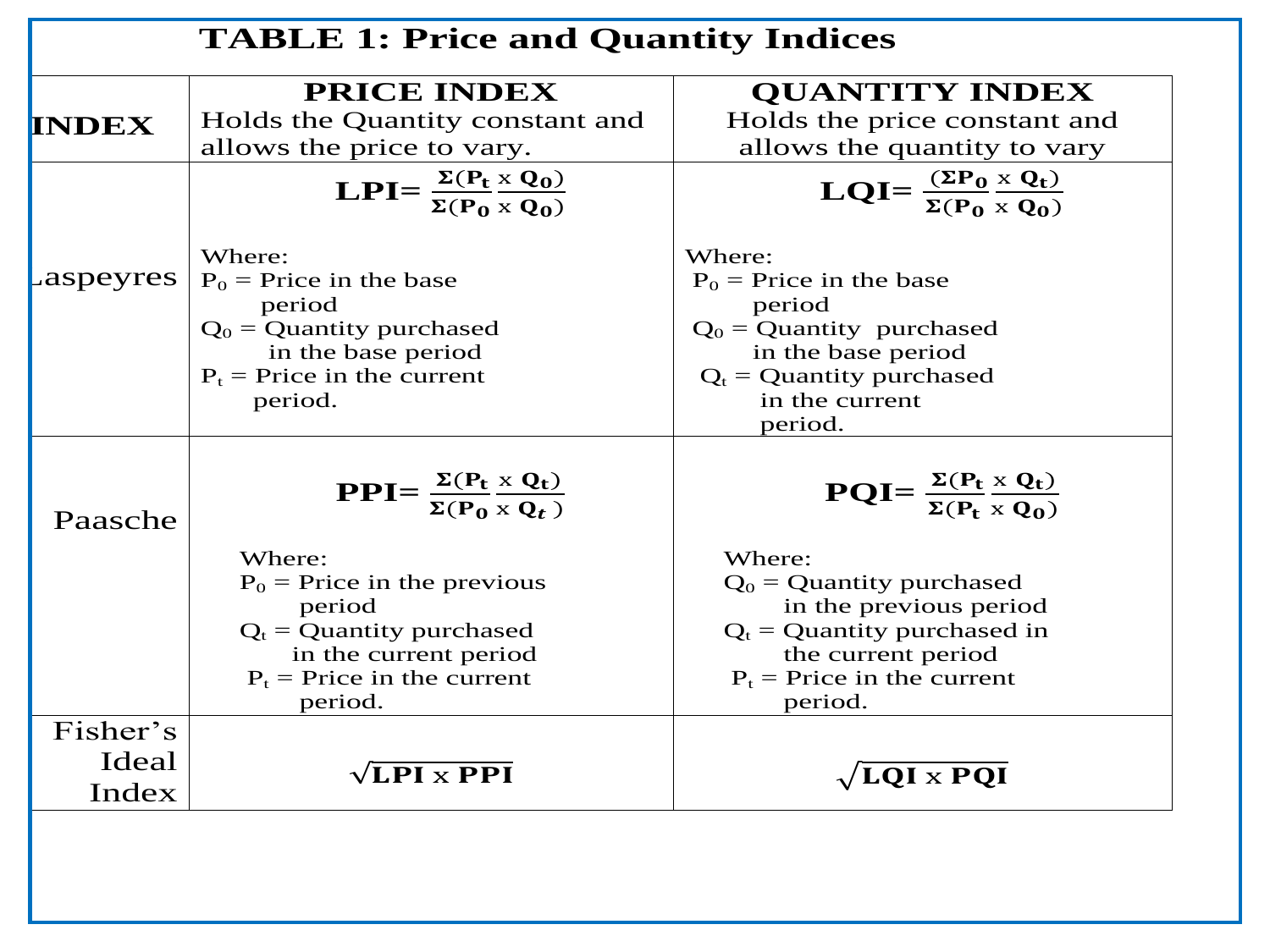**TABLE 1: Price and Quantity Indices**

| INDEX | PRICE INDEX<br>Holds the Quantity constant and allows the price to vary. | QUANTITY INDEX<br>Holds the price constant and allows the quantity to vary |
|---|---|---|
| Laspeyres | $LPI = \frac{\Sigma(P_t \times Q_0)}{\Sigma(P_0 \times Q_0)}$<br><br>Where:<br>$P_0$ = Price in the base period<br>$Q_0$ = Quantity purchased in the base period<br>$P_t$ = Price in the current period. | $LQI = \frac{(\Sigma P_0 \times Q_t)}{\Sigma(P_0 \times Q_0)}$<br><br>Where:<br>$P_0$ = Price in the base period<br>$Q_0$ = Quantity purchased in the base period<br>$Q_t$ = Quantity purchased in the current period. |
| Paasche | $PPI = \frac{\Sigma(P_t \times Q_t)}{\Sigma(P_0 \times Q_t)}$<br><br>Where:<br>$P_0$ = Price in the previous period<br>$Q_t$ = Quantity purchased in the current period<br>$P_t$ = Price in the current period. | $PQI = \frac{\Sigma(P_t \times Q_t)}{\Sigma(P_t \times Q_0)}$<br><br>Where:<br>$Q_0$ = Quantity purchased in the previous period<br>$Q_t$ = Quantity purchased in the current period<br>$P_t$ = Price in the current period. |
| Fisher's Ideal Index | $\sqrt{LPI \times PPI}$ | $\sqrt{LQI \times PQI}$ |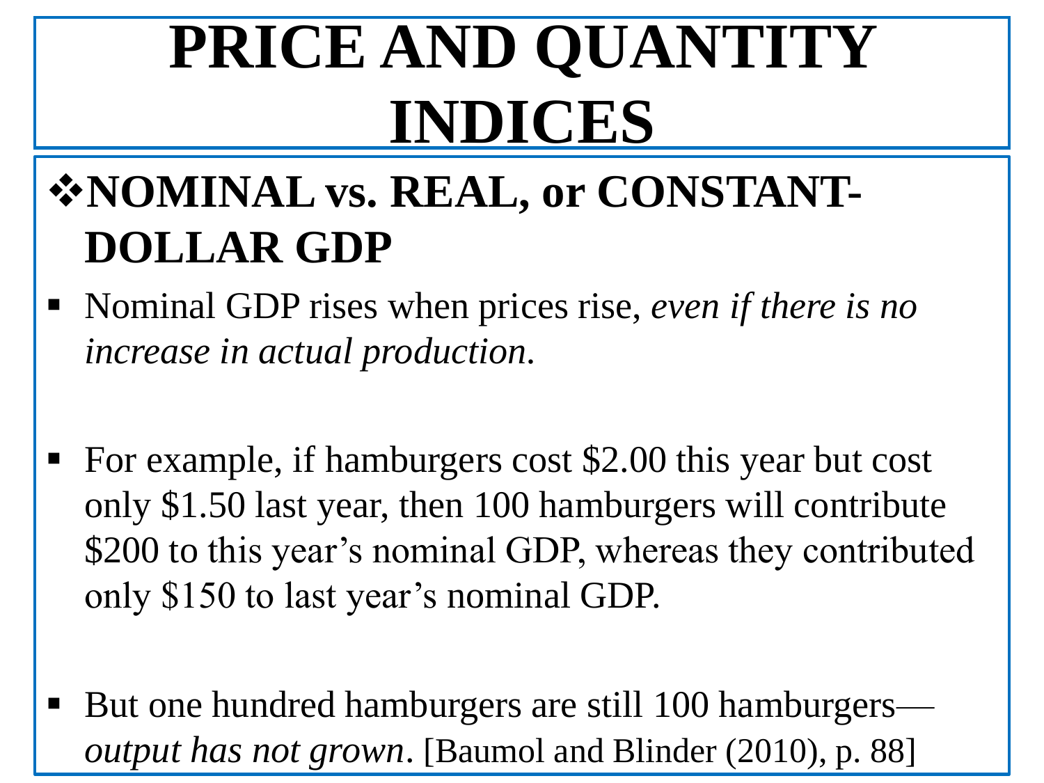# PRICE AND QUANTITY INDICES

## ❖NOMINAL vs. REAL, or CONSTANT-DOLLAR GDP

- Nominal GDP rises when prices rise, *even if there is no increase in actual production.*

- For example, if hamburgers cost $2.00 this year but cost only $1.50 last year, then 100 hamburgers will contribute $200 to this year's nominal GDP, whereas they contributed only $150 to last year's nominal GDP.

- But one hundred hamburgers are still 100 hamburgers—*output has not grown*. [Baumol and Blinder (2010), p. 88]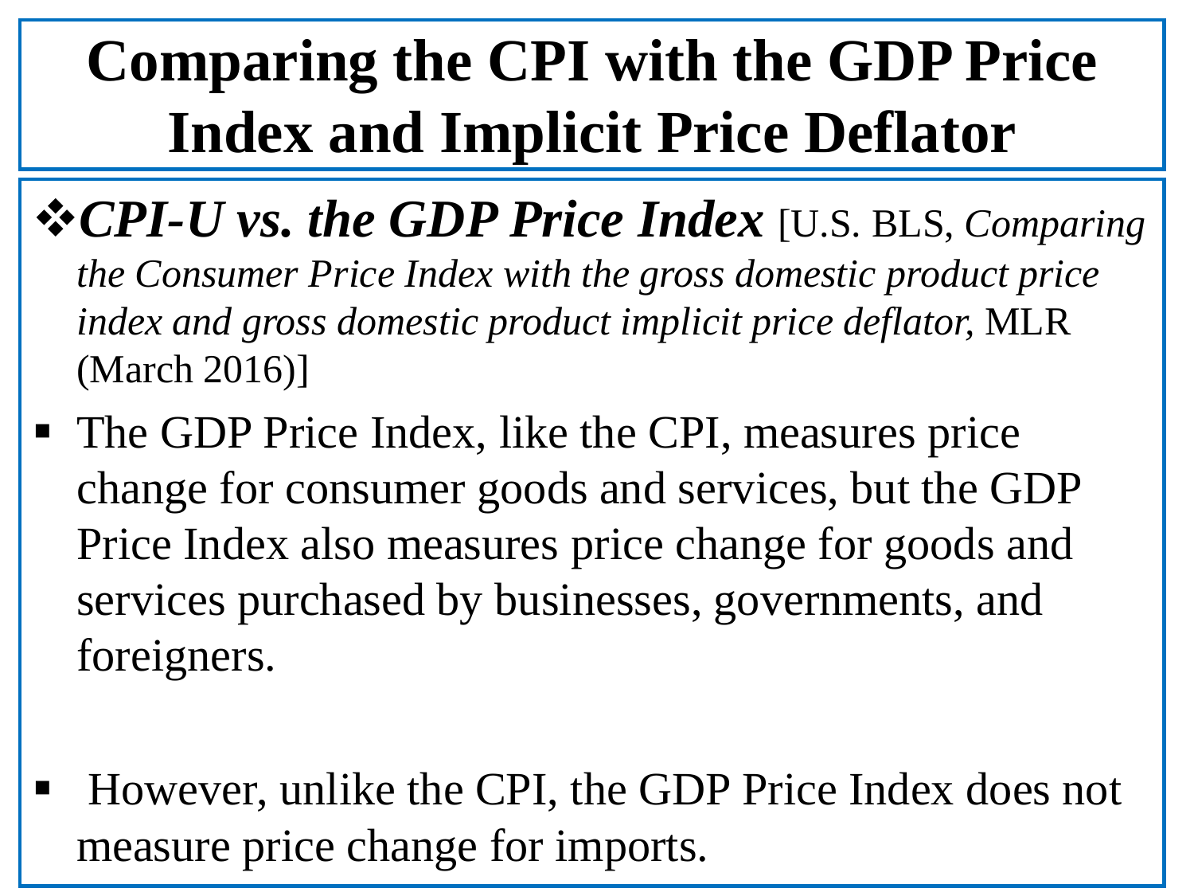# Comparing the CPI with the GDP Price Index and Implicit Price Deflator

❖***CPI-U vs. the GDP Price Index*** [U.S. BLS, *Comparing the Consumer Price Index with the gross domestic product price index and gross domestic product implicit price deflator*, MLR (March 2016)]

- The GDP Price Index, like the CPI, measures price change for consumer goods and services, but the GDP Price Index also measures price change for goods and services purchased by businesses, governments, and foreigners.

- However, unlike the CPI, the GDP Price Index does not measure price change for imports.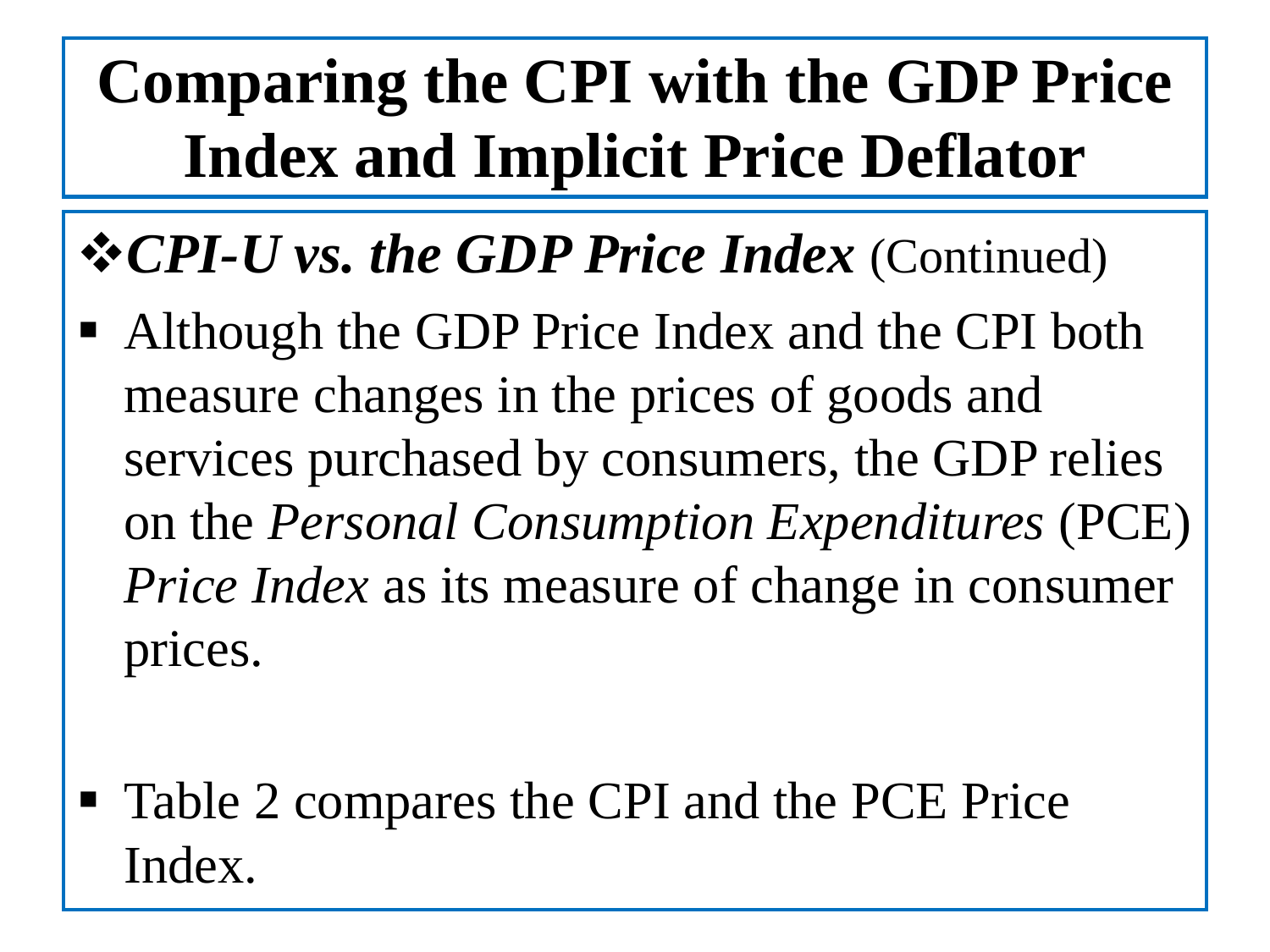# Comparing the CPI with the GDP Price Index and Implicit Price Deflator

❖***CPI-U vs. the GDP Price Index*** (Continued)

- Although the GDP Price Index and the CPI both measure changes in the prices of goods and services purchased by consumers, the GDP relies on the *Personal Consumption Expenditures* (PCE) *Price Index* as its measure of change in consumer prices.

- Table 2 compares the CPI and the PCE Price Index.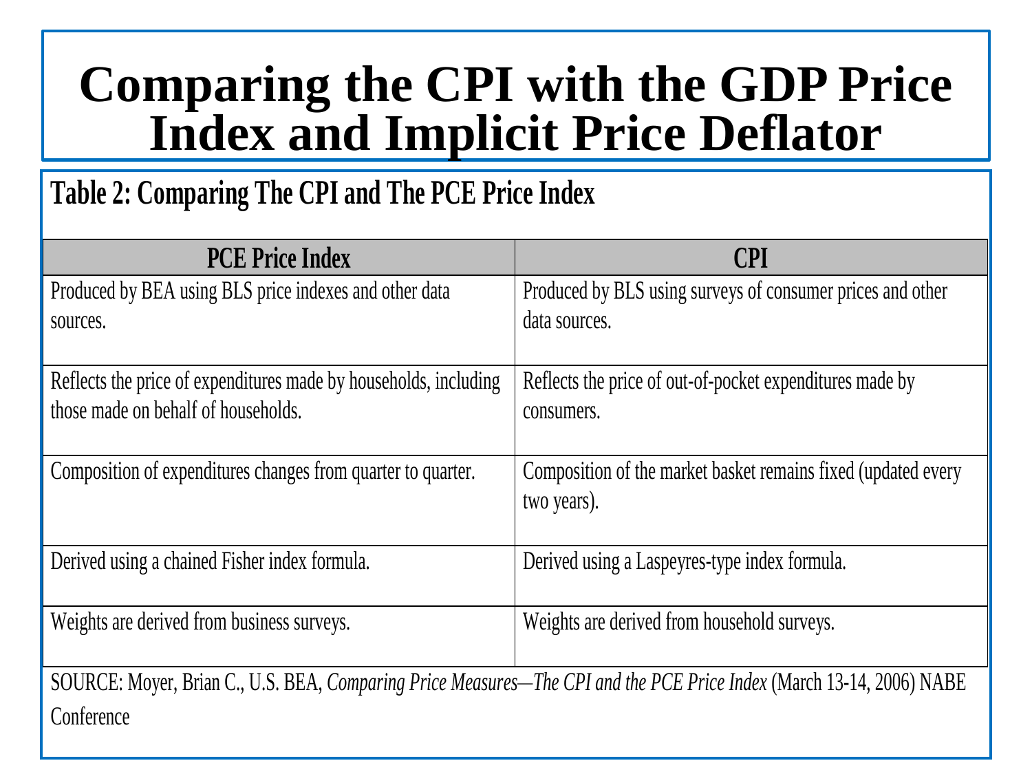# Comparing the CPI with the GDP Price Index and Implicit Price Deflator

**Table 2: Comparing The CPI and The PCE Price Index**

| PCE Price Index | CPI |
|---|---|
| Produced by BEA using BLS price indexes and other data sources. | Produced by BLS using surveys of consumer prices and other data sources. |
| Reflects the price of expenditures made by households, including those made on behalf of households. | Reflects the price of out-of-pocket expenditures made by consumers. |
| Composition of expenditures changes from quarter to quarter. | Composition of the market basket remains fixed (updated every two years). |
| Derived using a chained Fisher index formula. | Derived using a Laspeyres-type index formula. |
| Weights are derived from business surveys. | Weights are derived from household surveys. |

SOURCE: Moyer, Brian C., U.S. BEA, *Comparing Price Measures—The CPI and the PCE Price Index* (March 13-14, 2006) NABE Conference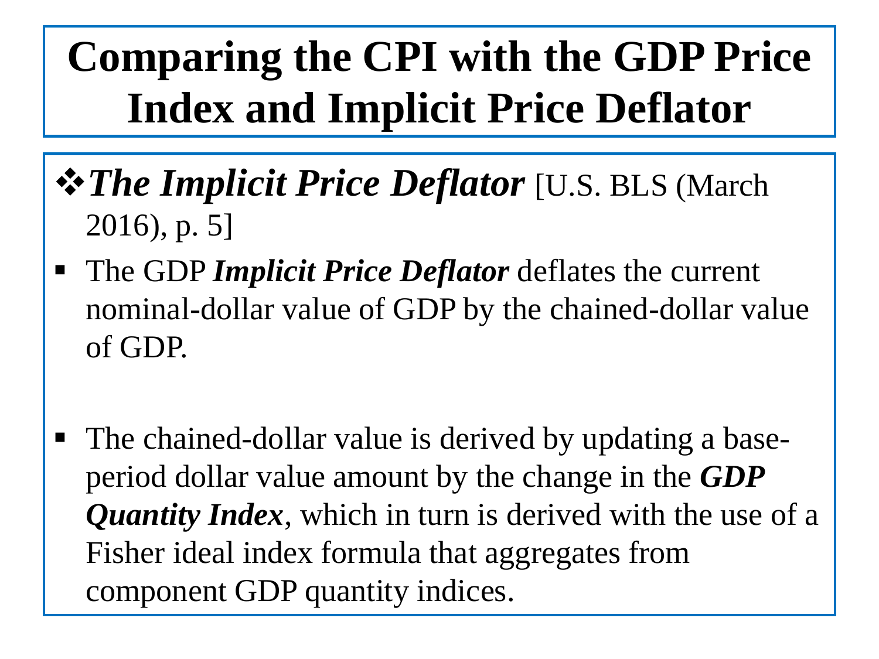# Comparing the CPI with the GDP Price Index and Implicit Price Deflator

❖ ***The Implicit Price Deflator*** [U.S. BLS (March 2016), p. 5]

- The GDP ***Implicit Price Deflator*** deflates the current nominal-dollar value of GDP by the chained-dollar value of GDP.

- The chained-dollar value is derived by updating a base-period dollar value amount by the change in the ***GDP Quantity Index***, which in turn is derived with the use of a Fisher ideal index formula that aggregates from component GDP quantity indices.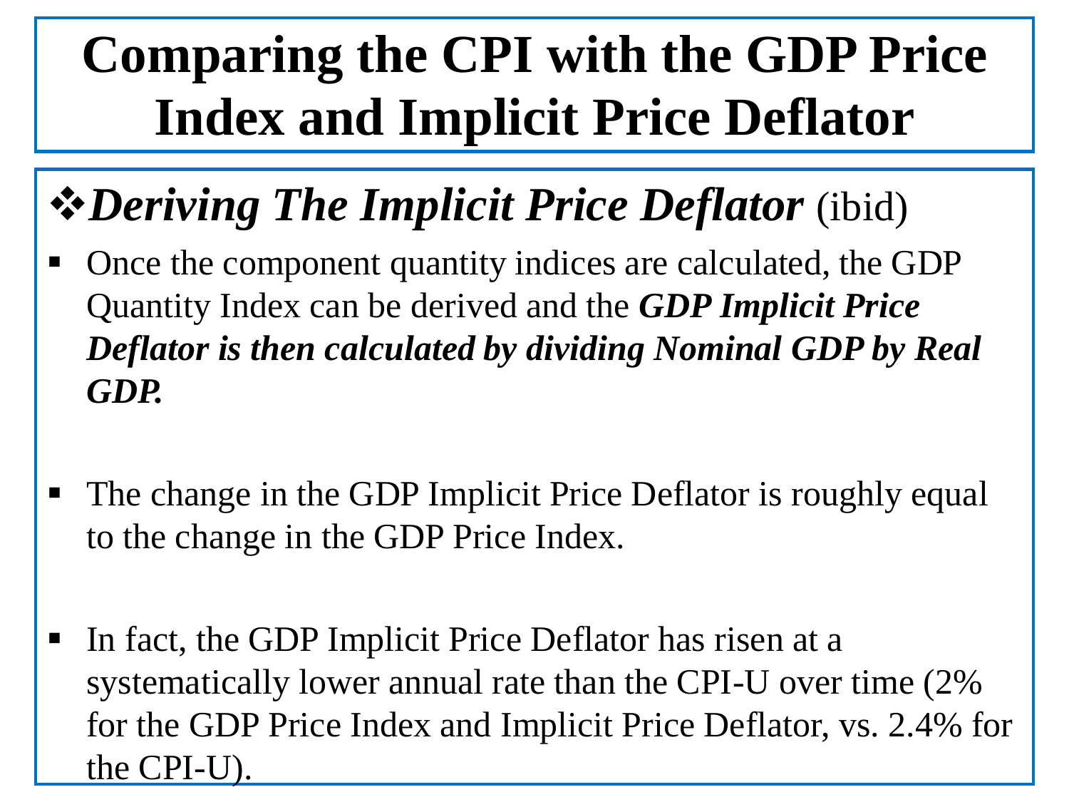# Comparing the CPI with the GDP Price Index and Implicit Price Deflator

## ❖ ***Deriving The Implicit Price Deflator*** (ibid)

- Once the component quantity indices are calculated, the GDP Quantity Index can be derived and the ***GDP Implicit Price Deflator is then calculated by dividing Nominal GDP by Real GDP.***

- The change in the GDP Implicit Price Deflator is roughly equal to the change in the GDP Price Index.

- In fact, the GDP Implicit Price Deflator has risen at a systematically lower annual rate than the CPI-U over time (2% for the GDP Price Index and Implicit Price Deflator, vs. 2.4% for the CPI-U).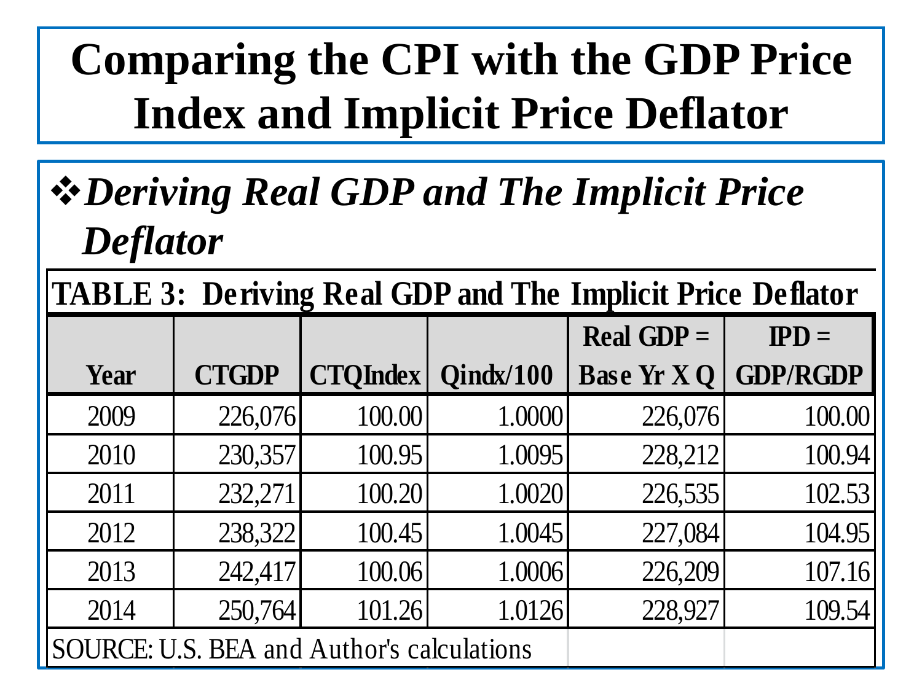# Comparing the CPI with the GDP Price Index and Implicit Price Deflator

❖ ***Deriving Real GDP and The Implicit Price Deflator***

**TABLE 3: Deriving Real GDP and The Implicit Price Deflator**

| Year | CTGDP | CTQIndex | Qindx/100 | Real GDP = Base Yr X Q | IPD = GDP/RGDP |
|---|---|---|---|---|---|
| 2009 | 226,076 | 100.00 | 1.0000 | 226,076 | 100.00 |
| 2010 | 230,357 | 100.95 | 1.0095 | 228,212 | 100.94 |
| 2011 | 232,271 | 100.20 | 1.0020 | 226,535 | 102.53 |
| 2012 | 238,322 | 100.45 | 1.0045 | 227,084 | 104.95 |
| 2013 | 242,417 | 100.06 | 1.0006 | 226,209 | 107.16 |
| 2014 | 250,764 | 101.26 | 1.0126 | 228,927 | 109.54 |

SOURCE: U.S. BEA and Author's calculations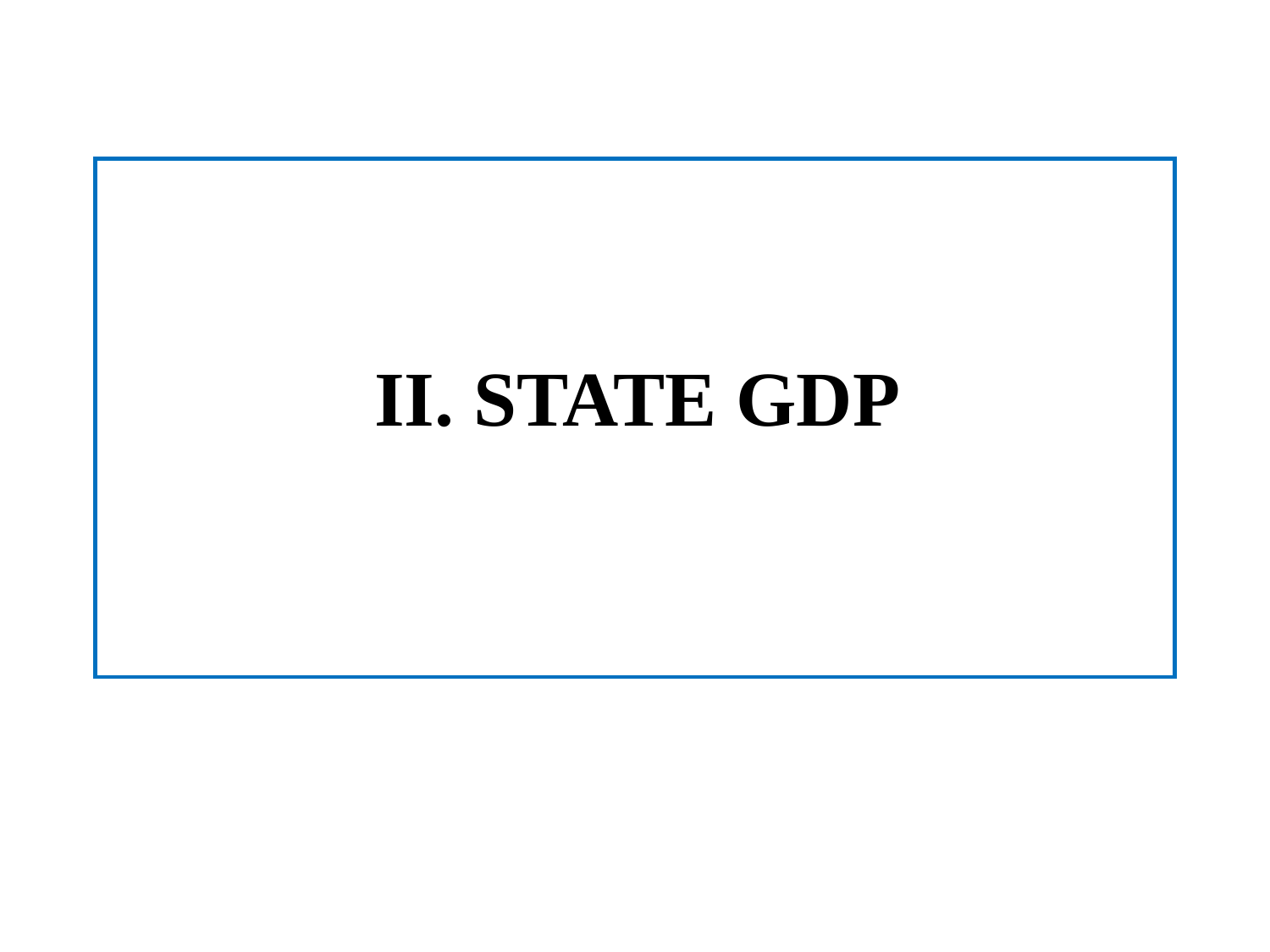# II. STATE GDP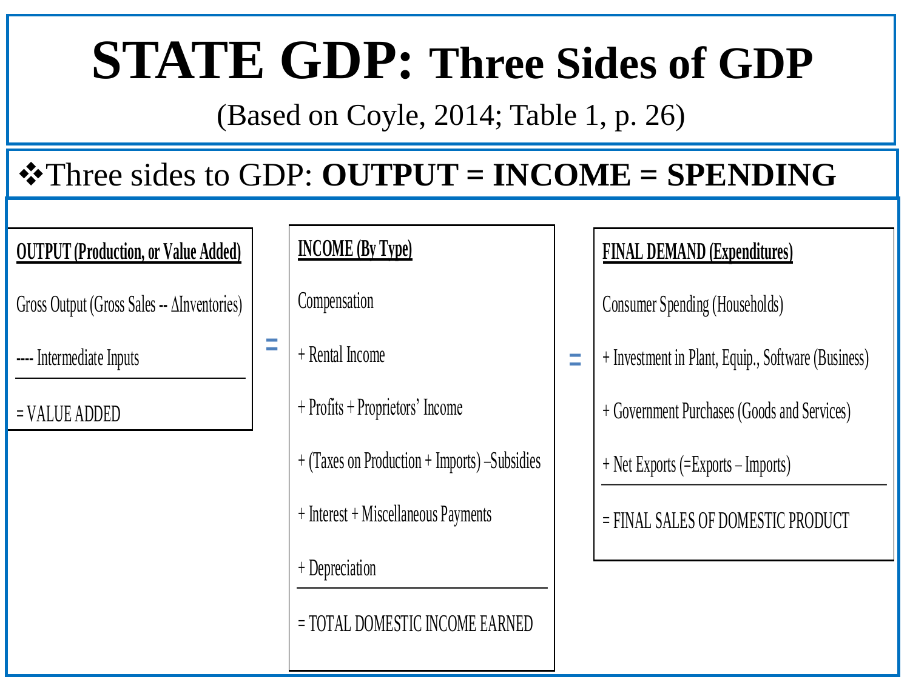# STATE GDP: Three Sides of GDP

(Based on Coyle, 2014; Table 1, p. 26)

❖Three sides to GDP: **OUTPUT = INCOME = SPENDING**

**OUTPUT (Production, or Value Added)**

Gross Output (Gross Sales -- ΔInventories)

---- Intermediate Inputs

= VALUE ADDED

=

**INCOME (By Type)**

Compensation

+ Rental Income

+ Profits + Proprietors' Income

+ (Taxes on Production + Imports) –Subsidies

+ Interest + Miscellaneous Payments

+ Depreciation

= TOTAL DOMESTIC INCOME EARNED

=

**FINAL DEMAND (Expenditures)**

Consumer Spending (Households)

+ Investment in Plant, Equip., Software (Business)

+ Government Purchases (Goods and Services)

+ Net Exports (=Exports – Imports)

= FINAL SALES OF DOMESTIC PRODUCT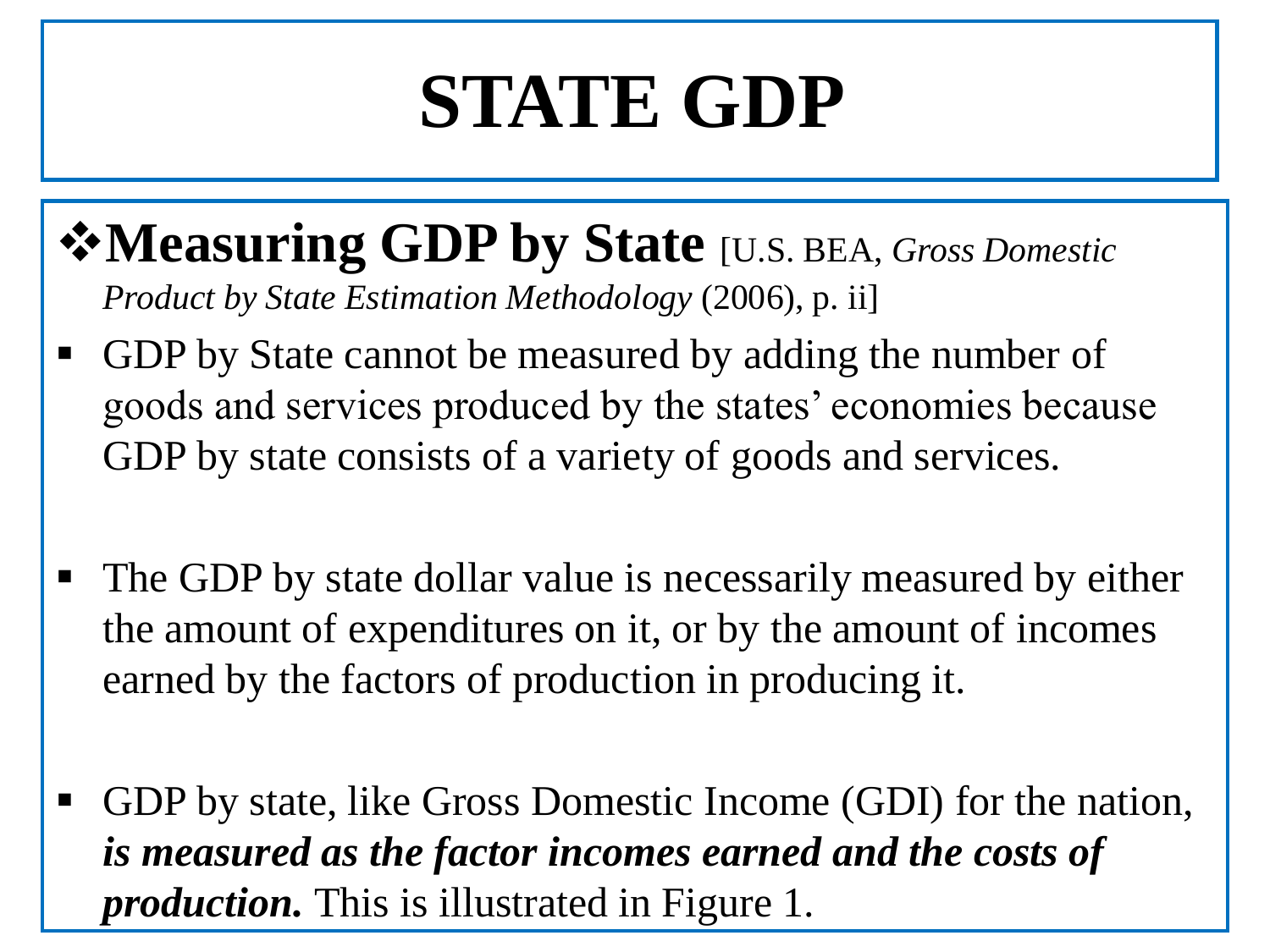# STATE GDP

❖**Measuring GDP by State** [U.S. BEA, *Gross Domestic Product by State Estimation Methodology* (2006), p. ii]

- GDP by State cannot be measured by adding the number of goods and services produced by the states' economies because GDP by state consists of a variety of goods and services.

- The GDP by state dollar value is necessarily measured by either the amount of expenditures on it, or by the amount of incomes earned by the factors of production in producing it.

- GDP by state, like Gross Domestic Income (GDI) for the nation, ***is measured as the factor incomes earned and the costs of production.*** This is illustrated in Figure 1.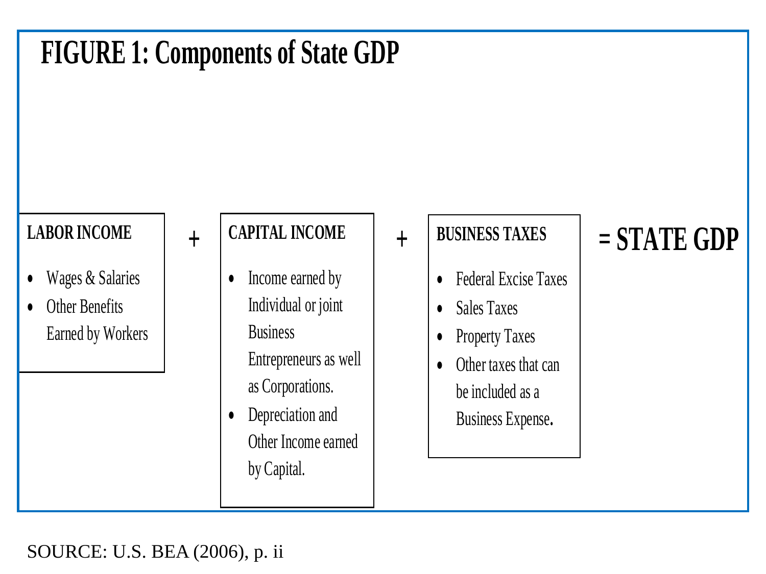**FIGURE 1: Components of State GDP**

**LABOR INCOME**

- Wages & Salaries
- Other Benefits Earned by Workers

+

**CAPITAL INCOME**

- Income earned by Individual or joint Business Entrepreneurs as well as Corporations.
- Depreciation and Other Income earned by Capital.

+

**BUSINESS TAXES**

- Federal Excise Taxes
- Sales Taxes
- Property Taxes
- Other taxes that can be included as a Business Expense.

**= STATE GDP**

SOURCE: U.S. BEA (2006), p. ii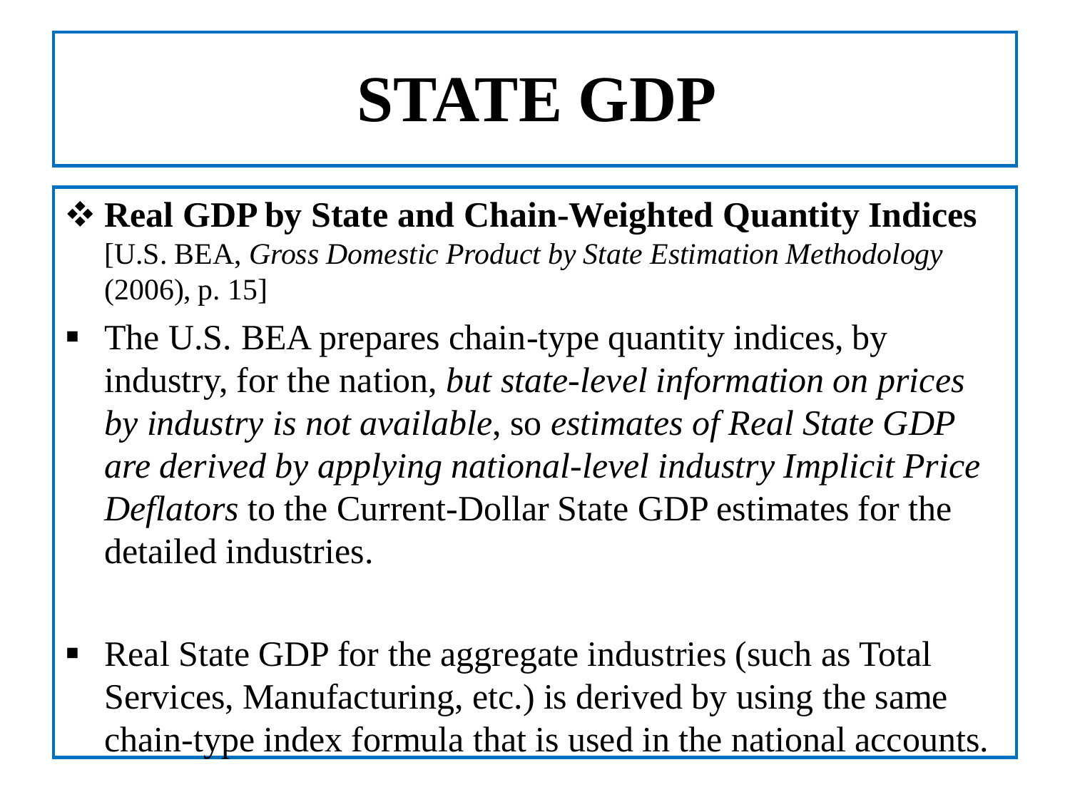# STATE GDP

❖ **Real GDP by State and Chain-Weighted Quantity Indices** [U.S. BEA, *Gross Domestic Product by State Estimation Methodology* (2006), p. 15]

- The U.S. BEA prepares chain-type quantity indices, by industry, for the nation, *but state-level information on prices by industry is not available*, so *estimates of Real State GDP are derived by applying national-level industry Implicit Price Deflators* to the Current-Dollar State GDP estimates for the detailed industries.

- Real State GDP for the aggregate industries (such as Total Services, Manufacturing, etc.) is derived by using the same chain-type index formula that is used in the national accounts.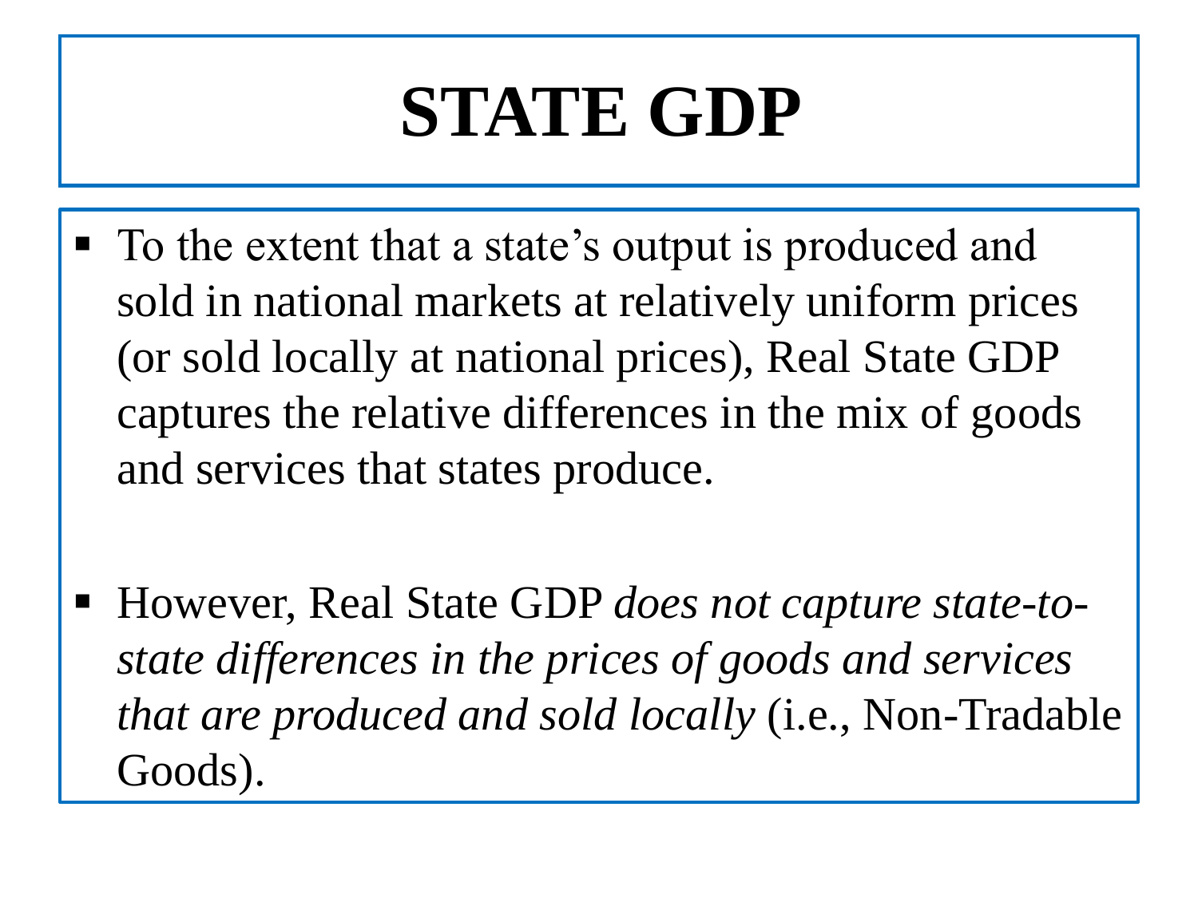# STATE GDP

- To the extent that a state's output is produced and sold in national markets at relatively uniform prices (or sold locally at national prices), Real State GDP captures the relative differences in the mix of goods and services that states produce.

- However, Real State GDP *does not capture state-to-state differences in the prices of goods and services that are produced and sold locally* (i.e., Non-Tradable Goods).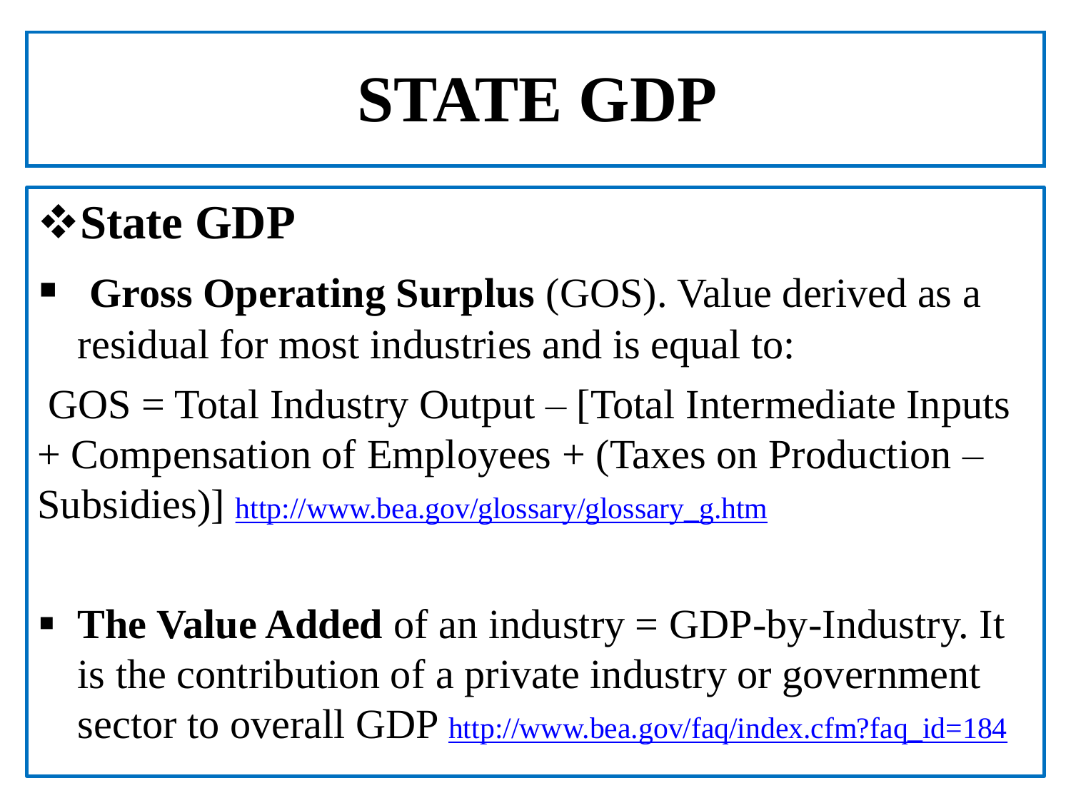# STATE GDP

## ❖State GDP

- **Gross Operating Surplus** (GOS). Value derived as a residual for most industries and is equal to:

GOS = Total Industry Output – [Total Intermediate Inputs + Compensation of Employees + (Taxes on Production – Subsidies)] http://www.bea.gov/glossary/glossary_g.htm

- **The Value Added** of an industry = GDP-by-Industry. It is the contribution of a private industry or government sector to overall GDP http://www.bea.gov/faq/index.cfm?faq_id=184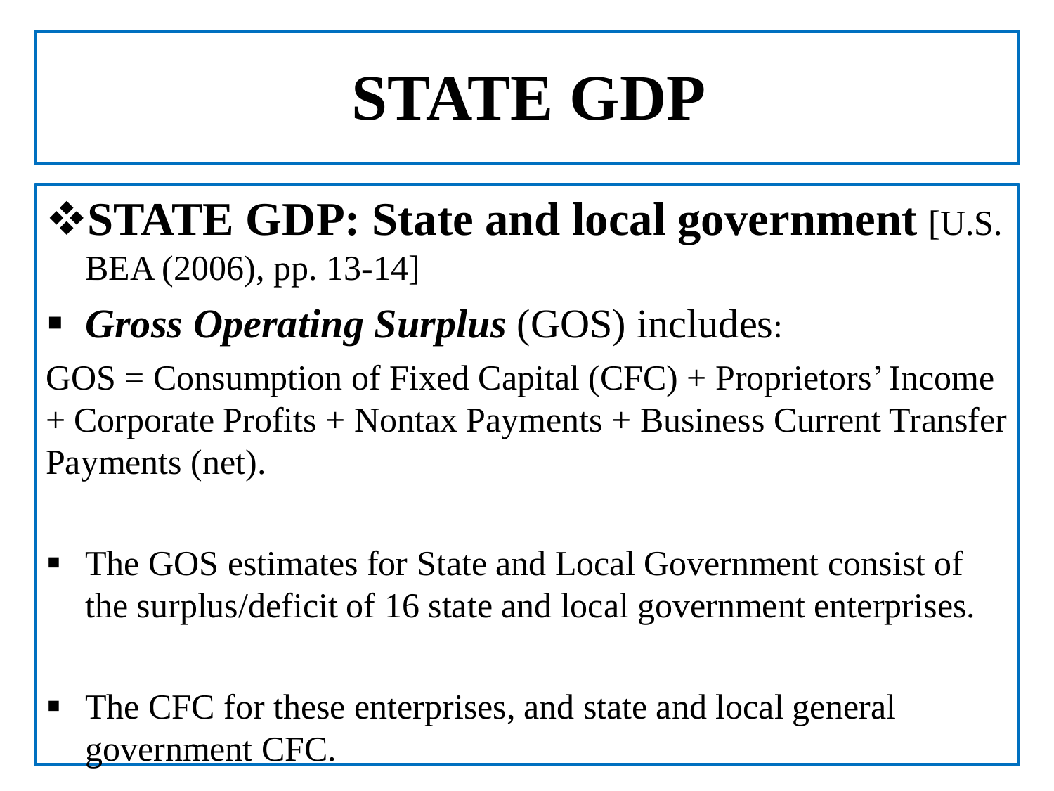# STATE GDP

❖ **STATE GDP: State and local government** [U.S. BEA (2006), pp. 13-14]

- ***Gross Operating Surplus*** (GOS) includes:

GOS = Consumption of Fixed Capital (CFC) + Proprietors' Income + Corporate Profits + Nontax Payments + Business Current Transfer Payments (net).

- The GOS estimates for State and Local Government consist of the surplus/deficit of 16 state and local government enterprises.

- The CFC for these enterprises, and state and local general government CFC.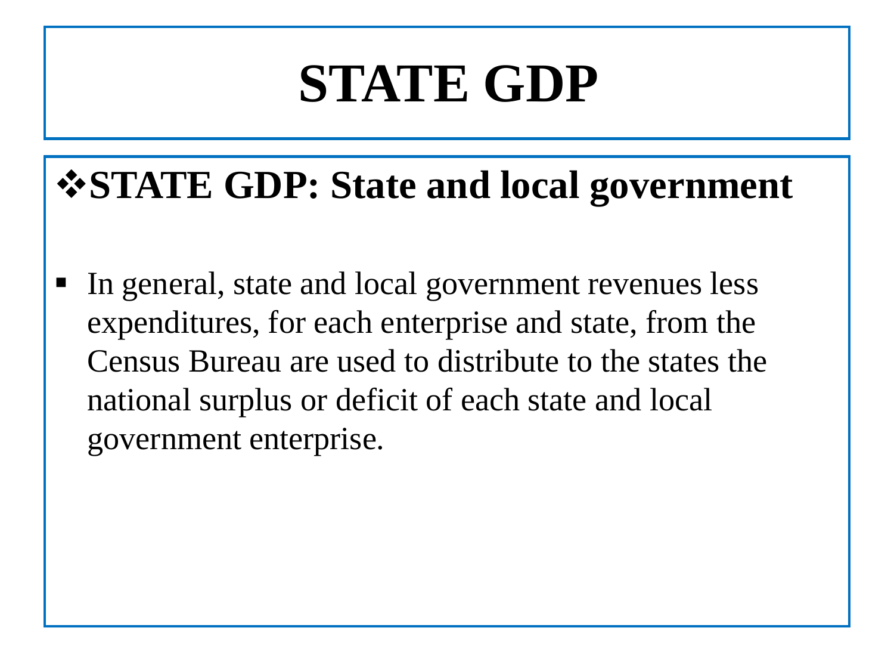# STATE GDP

## ❖STATE GDP: State and local government

- In general, state and local government revenues less expenditures, for each enterprise and state, from the Census Bureau are used to distribute to the states the national surplus or deficit of each state and local government enterprise.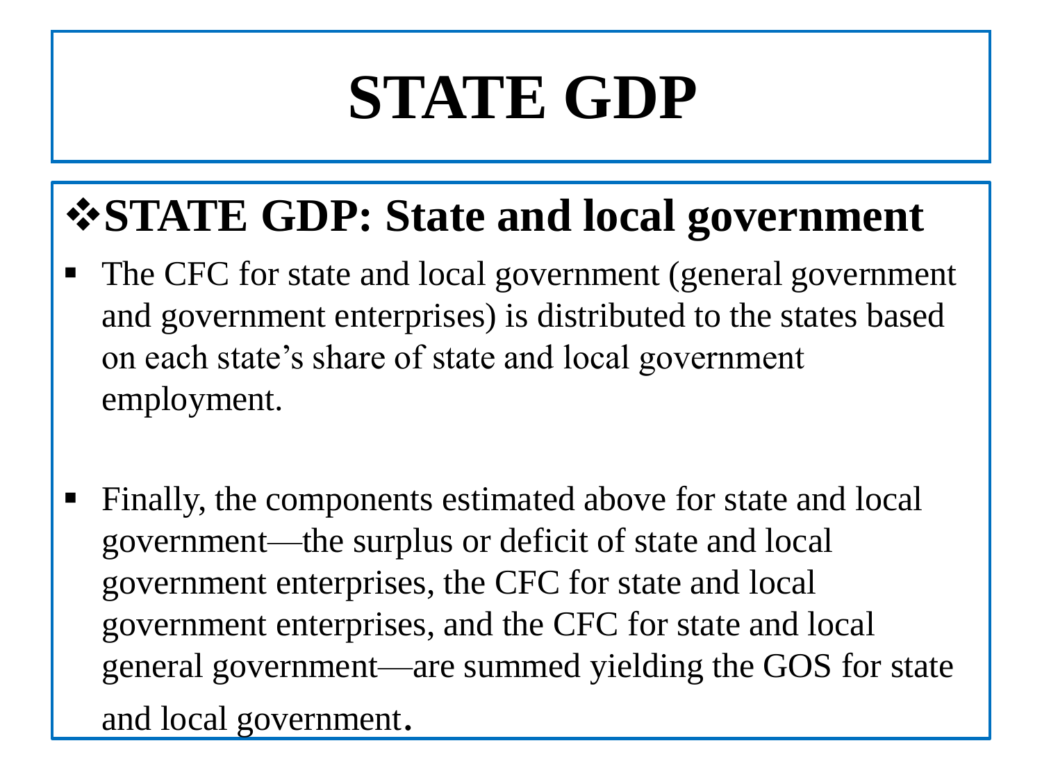# STATE GDP

## ❖STATE GDP: State and local government

- The CFC for state and local government (general government and government enterprises) is distributed to the states based on each state's share of state and local government employment.

- Finally, the components estimated above for state and local government—the surplus or deficit of state and local government enterprises, the CFC for state and local government enterprises, and the CFC for state and local general government—are summed yielding the GOS for state and local government.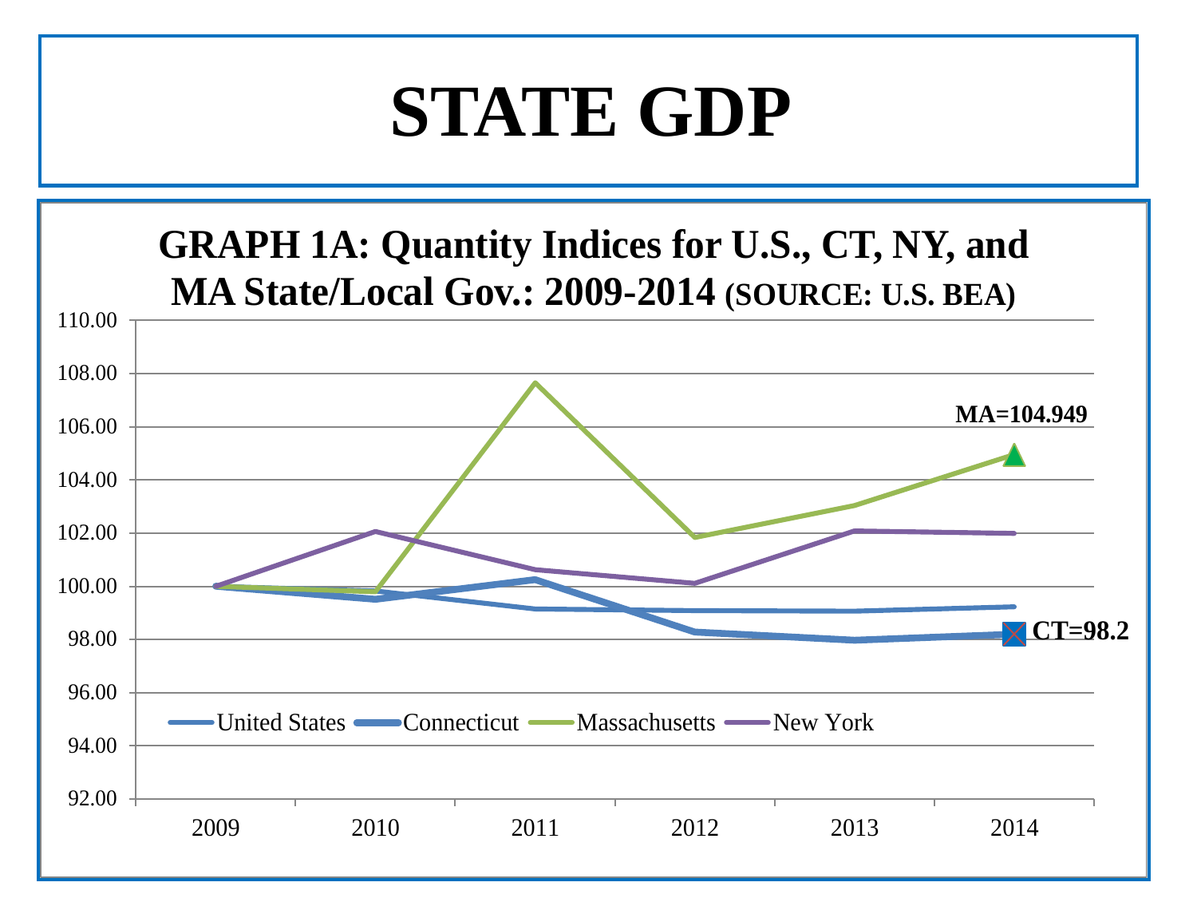# STATE GDP

**GRAPH 1A: Quantity Indices for U.S., CT, NY, and MA State/Local Gov.: 2009-2014 (SOURCE: U.S. BEA)**

MA=104.949

CT=98.2

United States, Connecticut, Massachusetts, New York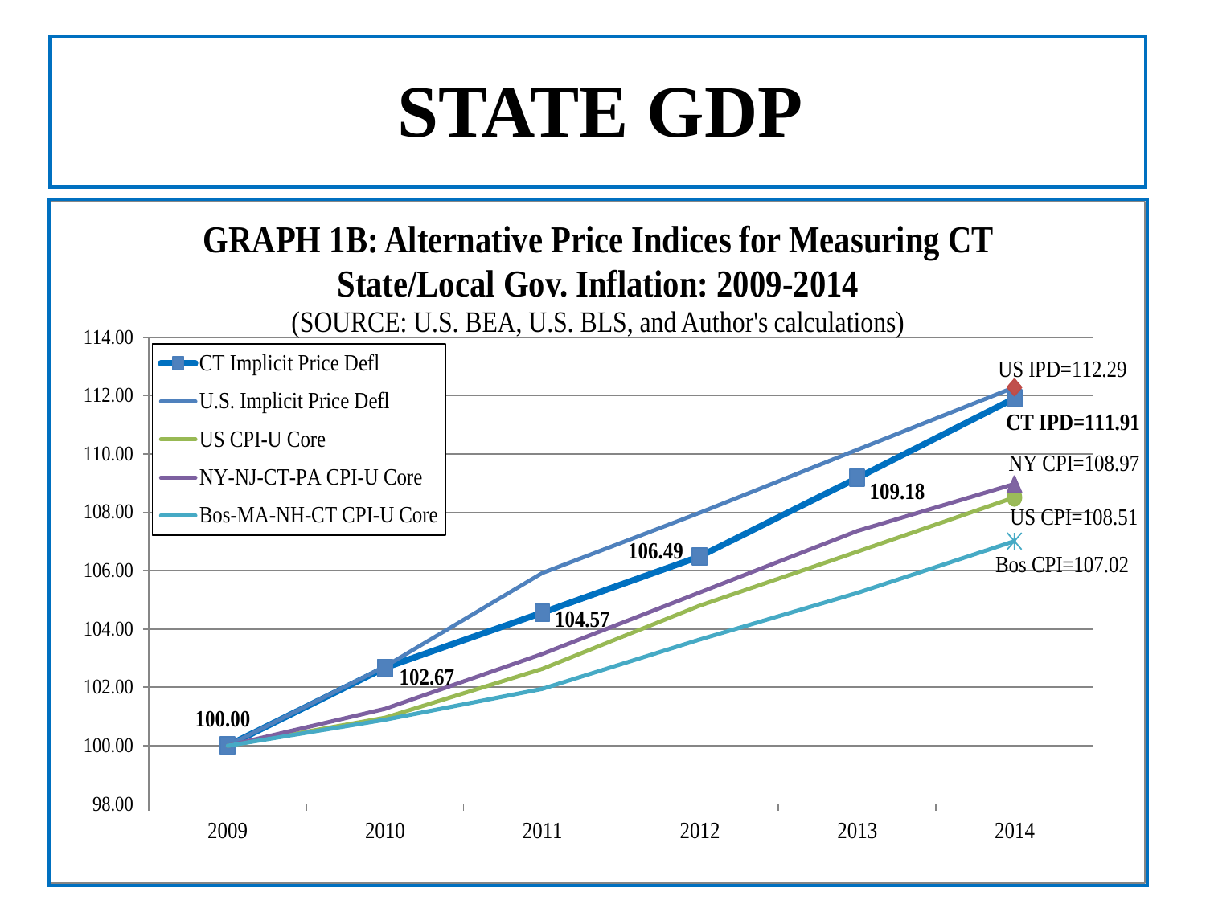# STATE GDP

**GRAPH 1B: Alternative Price Indices for Measuring CT State/Local Gov. Inflation: 2009-2014**

(SOURCE: U.S. BEA, U.S. BLS, and Author's calculations)

| Year | CT Implicit Price Defl | U.S. Implicit Price Defl | US CPI-U Core | NY-NJ-CT-PA CPI-U Core | Bos-MA-NH-CT CPI-U Core |
|---|---|---|---|---|---|
| 2009 | 100.00 | | | | |
| 2010 | 102.67 | | | | |
| 2011 | 104.57 | | | | |
| 2012 | 106.49 | | | | |
| 2013 | 109.18 | | | | |
| 2014 | 111.91 | 112.29 | 108.51 | 108.97 | 107.02 |

US IPD=112.29
**CT IPD=111.91**
NY CPI=108.97
US CPI=108.51
Bos CPI=107.02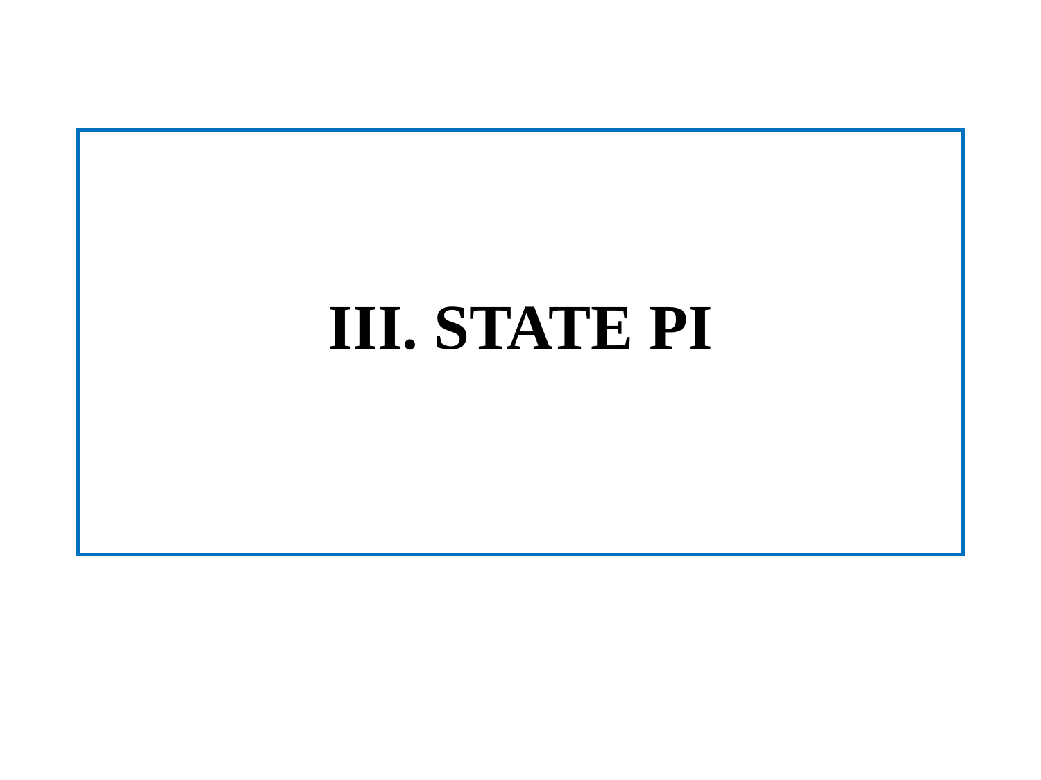# III. STATE PI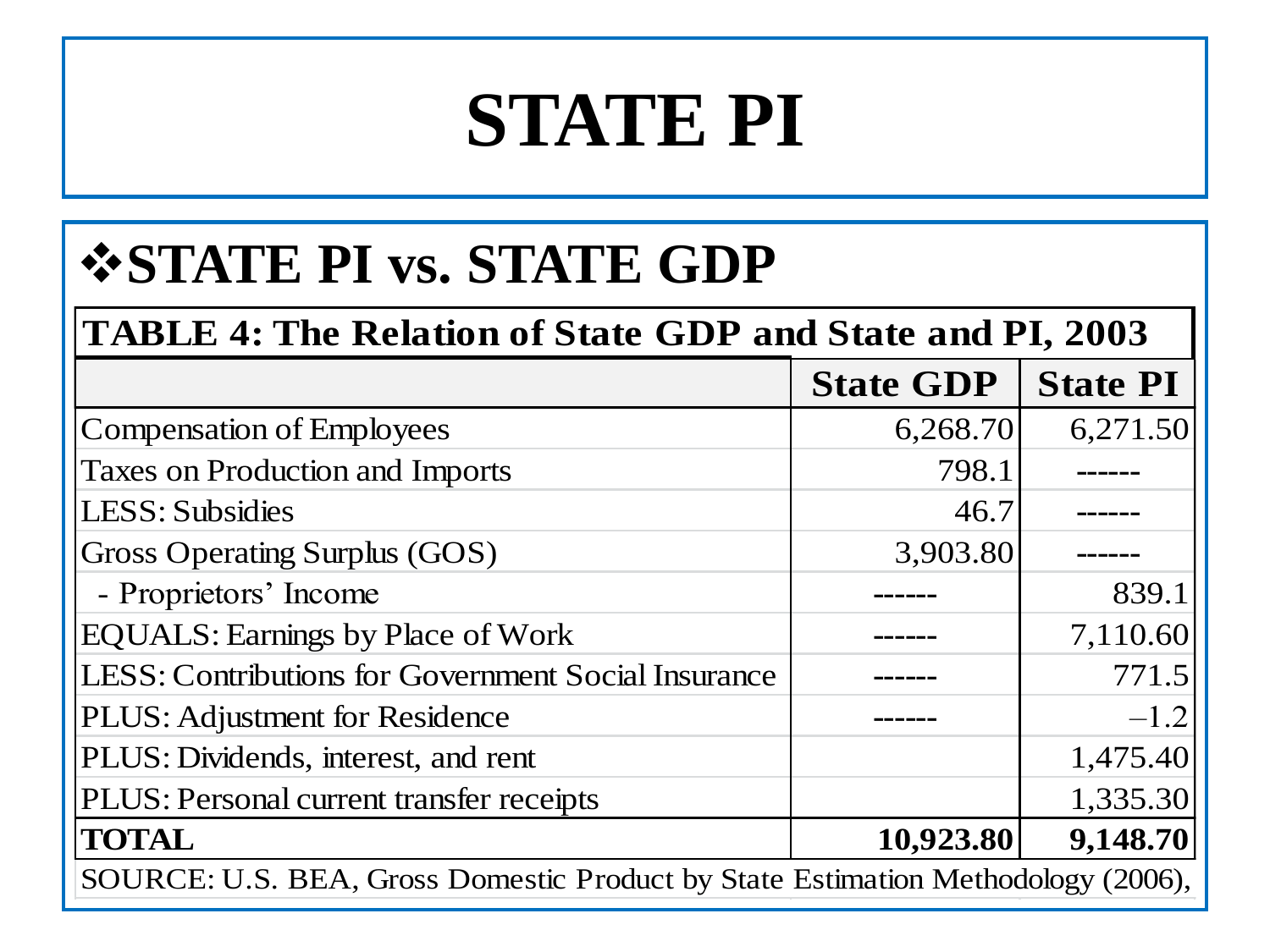# STATE PI

## ❖STATE PI vs. STATE GDP

| TABLE 4: The Relation of State GDP and State and PI, 2003 | | |
|---|---|---|
| | **State GDP** | **State PI** |
| Compensation of Employees | 6,268.70 | 6,271.50 |
| Taxes on Production and Imports | 798.1 | ------ |
| LESS: Subsidies | 46.7 | ------ |
| Gross Operating Surplus (GOS) | 3,903.80 | ------ |
| - Proprietors' Income | ------ | 839.1 |
| EQUALS: Earnings by Place of Work | ------ | 7,110.60 |
| LESS: Contributions for Government Social Insurance | ------ | 771.5 |
| PLUS: Adjustment for Residence | ------ | –1.2 |
| PLUS: Dividends, interest, and rent | | 1,475.40 |
| PLUS: Personal current transfer receipts | | 1,335.30 |
| **TOTAL** | **10,923.80** | **9,148.70** |

SOURCE: U.S. BEA, Gross Domestic Product by State Estimation Methodology (2006),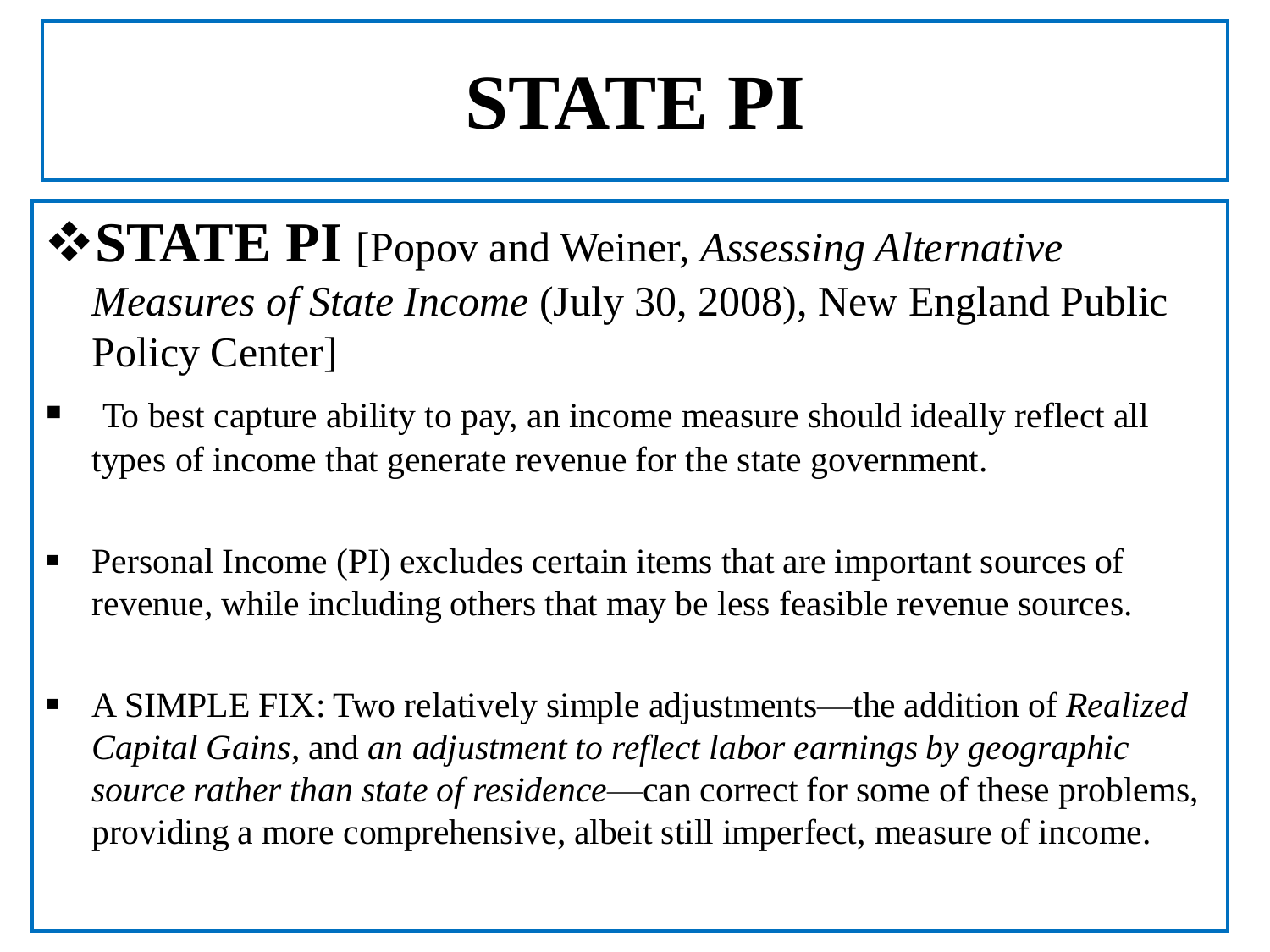# STATE PI

- **STATE PI** [Popov and Weiner, *Assessing Alternative Measures of State Income* (July 30, 2008), New England Public Policy Center]

  - To best capture ability to pay, an income measure should ideally reflect all types of income that generate revenue for the state government.

  - Personal Income (PI) excludes certain items that are important sources of revenue, while including others that may be less feasible revenue sources.

  - A SIMPLE FIX: Two relatively simple adjustments—the addition of *Realized Capital Gains*, and *an adjustment to reflect labor earnings by geographic source rather than state of residence*—can correct for some of these problems, providing a more comprehensive, albeit still imperfect, measure of income.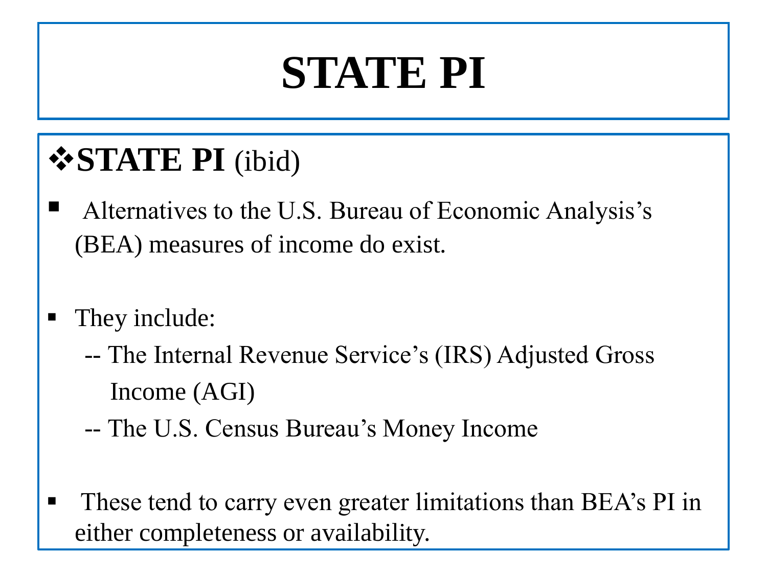# STATE PI

## ❖STATE PI (ibid)

- Alternatives to the U.S. Bureau of Economic Analysis's (BEA) measures of income do exist.

- They include:
  - -- The Internal Revenue Service's (IRS) Adjusted Gross Income (AGI)
  - -- The U.S. Census Bureau's Money Income

- These tend to carry even greater limitations than BEA's PI in either completeness or availability.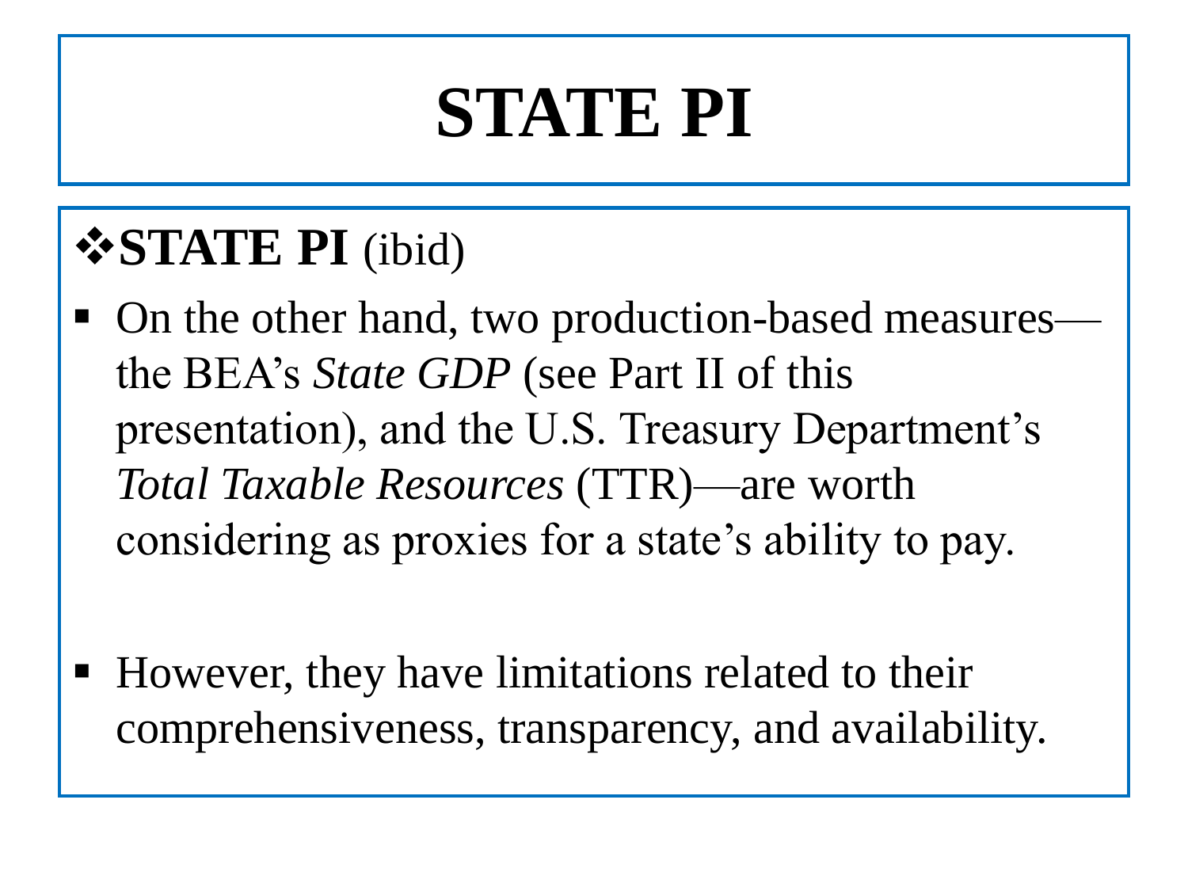# STATE PI

❖**STATE PI** (ibid)

- On the other hand, two production-based measures—the BEA's *State GDP* (see Part II of this presentation), and the U.S. Treasury Department's *Total Taxable Resources* (TTR)—are worth considering as proxies for a state's ability to pay.

- However, they have limitations related to their comprehensiveness, transparency, and availability.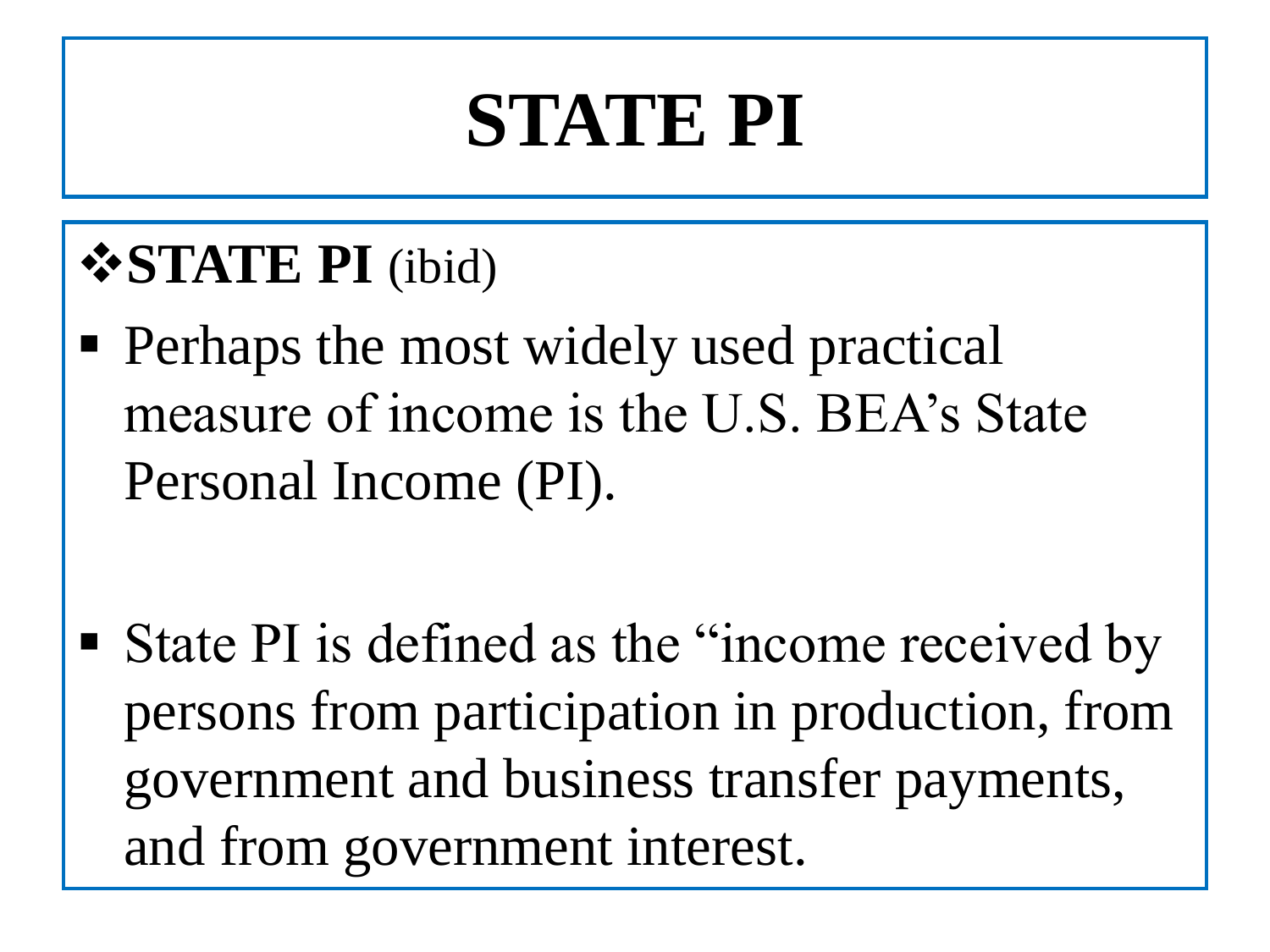# STATE PI

❖**STATE PI** (ibid)

- Perhaps the most widely used practical measure of income is the U.S. BEA’s State Personal Income (PI).

- State PI is defined as the “income received by persons from participation in production, from government and business transfer payments, and from government interest.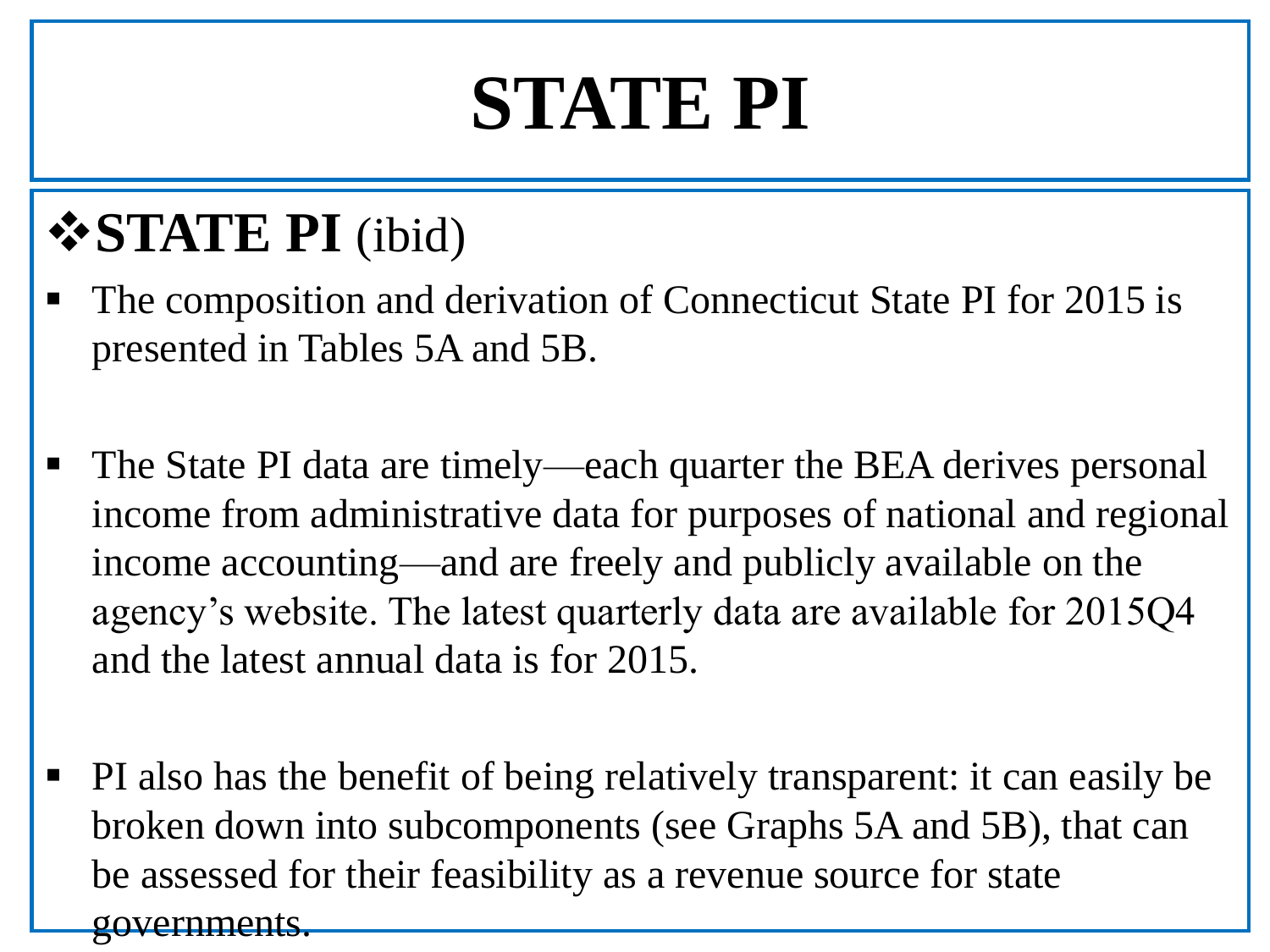# STATE PI

## ❖ **STATE PI** (ibid)

- The composition and derivation of Connecticut State PI for 2015 is presented in Tables 5A and 5B.

- The State PI data are timely—each quarter the BEA derives personal income from administrative data for purposes of national and regional income accounting—and are freely and publicly available on the agency's website. The latest quarterly data are available for 2015Q4 and the latest annual data is for 2015.

- PI also has the benefit of being relatively transparent: it can easily be broken down into subcomponents (see Graphs 5A and 5B), that can be assessed for their feasibility as a revenue source for state governments.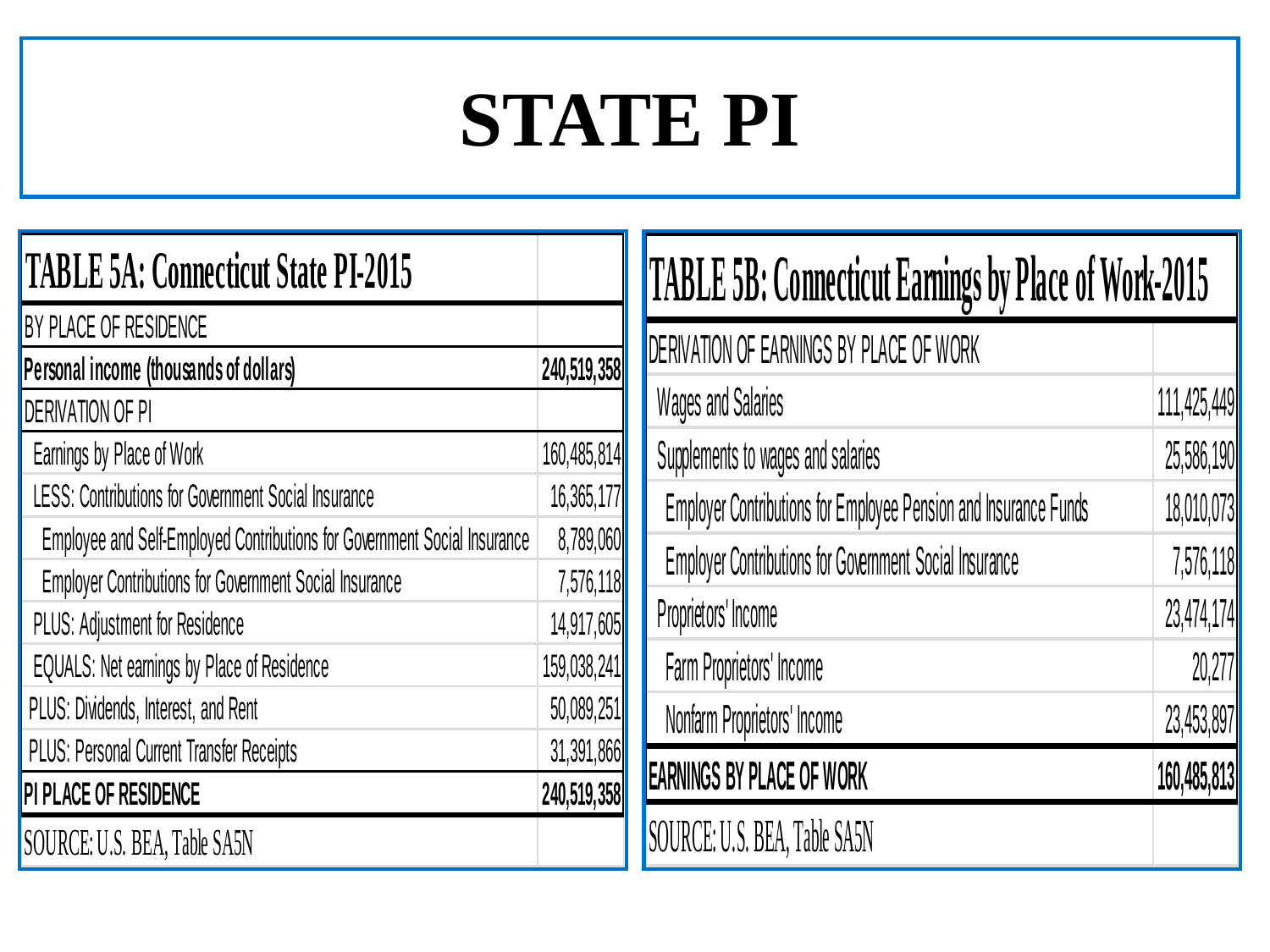# STATE PI

| TABLE 5A: Connecticut State PI-2015 | |
|---|---|
| BY PLACE OF RESIDENCE | |
| **Personal income (thousands of dollars)** | **240,519,358** |
| DERIVATION OF PI | |
| Earnings by Place of Work | 160,485,814 |
| LESS: Contributions for Government Social Insurance | 16,365,177 |
| Employee and Self-Employed Contributions for Government Social Insurance | 8,789,060 |
| Employer Contributions for Government Social Insurance | 7,576,118 |
| PLUS: Adjustment for Residence | 14,917,605 |
| EQUALS: Net earnings by Place of Residence | 159,038,241 |
| PLUS: Dividends, Interest, and Rent | 50,089,251 |
| PLUS: Personal Current Transfer Receipts | 31,391,866 |
| **PI PLACE OF RESIDENCE** | **240,519,358** |
| SOURCE: U.S. BEA, Table SA5N | |

| TABLE 5B: Connecticut Earnings by Place of Work-2015 | |
|---|---|
| DERIVATION OF EARNINGS BY PLACE OF WORK | |
| Wages and Salaries | 111,425,449 |
| Supplements to wages and salaries | 25,586,190 |
| Employer Contributions for Employee Pension and Insurance Funds | 18,010,073 |
| Employer Contributions for Government Social Insurance | 7,576,118 |
| Proprietors' Income | 23,474,174 |
| Farm Proprietors' Income | 20,277 |
| Nonfarm Proprietors' Income | 23,453,897 |
| **EARNINGS BY PLACE OF WORK** | **160,485,813** |
| SOURCE: U.S. BEA, Table SA5N | |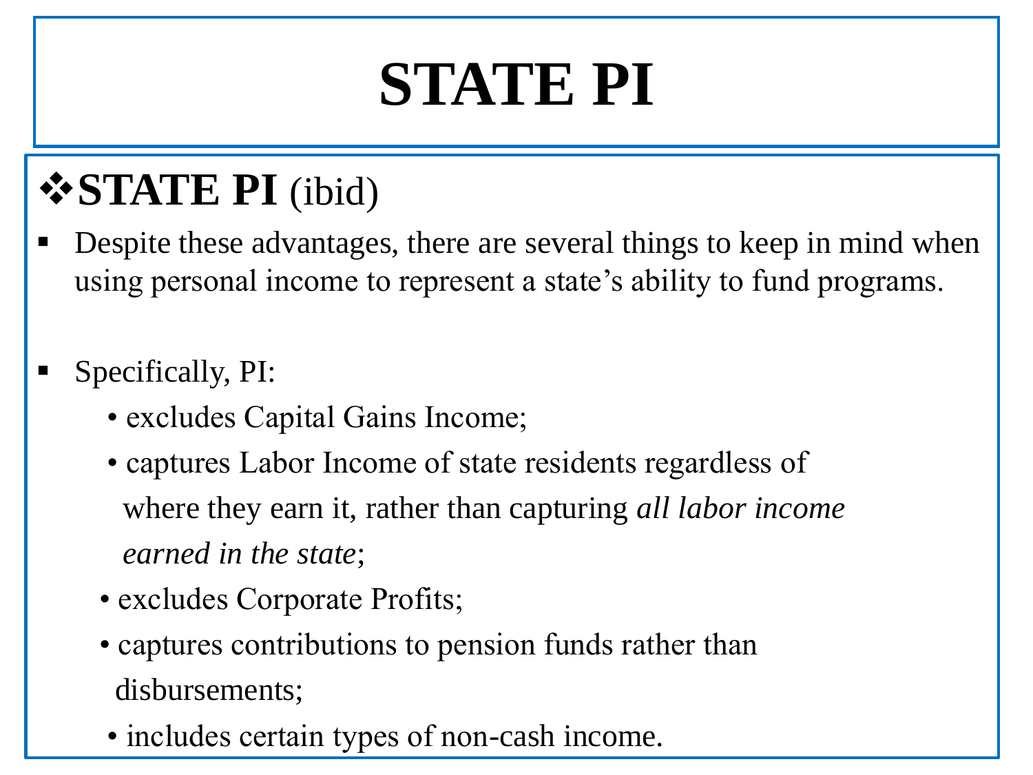# STATE PI

## ❖ **STATE PI** (ibid)

- Despite these advantages, there are several things to keep in mind when using personal income to represent a state's ability to fund programs.

- Specifically, PI:
    - excludes Capital Gains Income;
    - captures Labor Income of state residents regardless of where they earn it, rather than capturing *all labor income earned in the state*;
    - excludes Corporate Profits;
    - captures contributions to pension funds rather than disbursements;
    - includes certain types of non-cash income.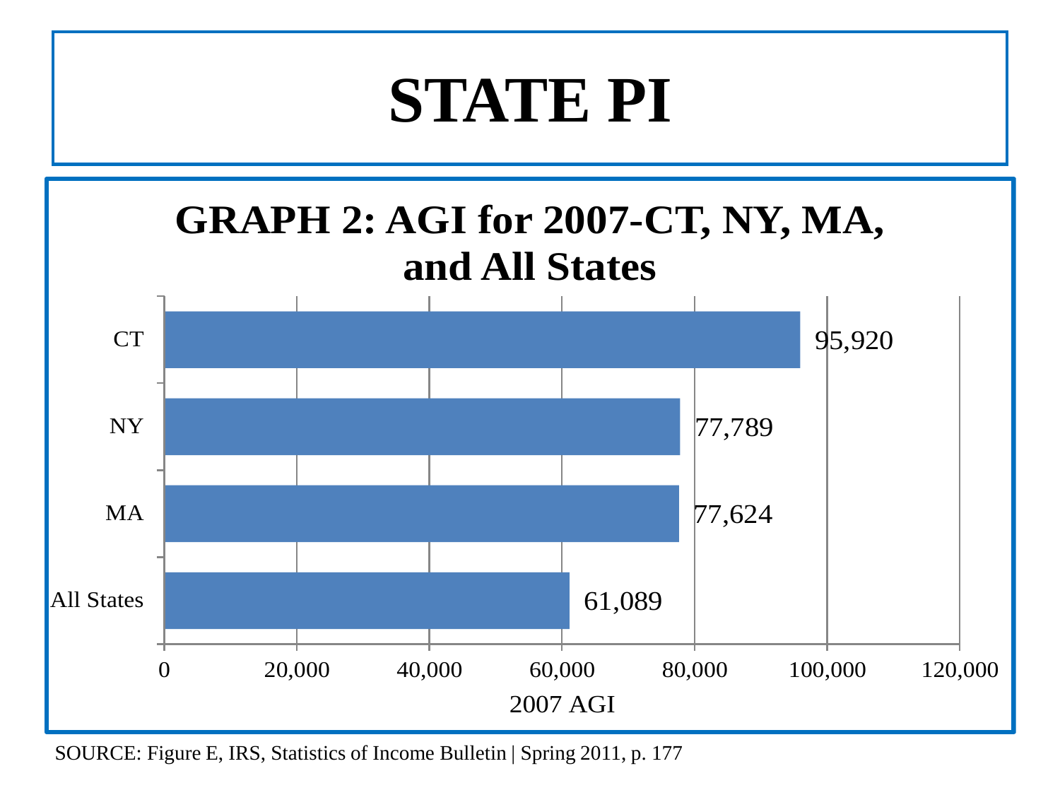# STATE PI

## GRAPH 2: AGI for 2007-CT, NY, MA, and All States

| | 2007 AGI |
|---|---|
| CT | 95,920 |
| NY | 77,789 |
| MA | 77,624 |
| All States | 61,089 |

SOURCE: Figure E, IRS, Statistics of Income Bulletin | Spring 2011, p. 177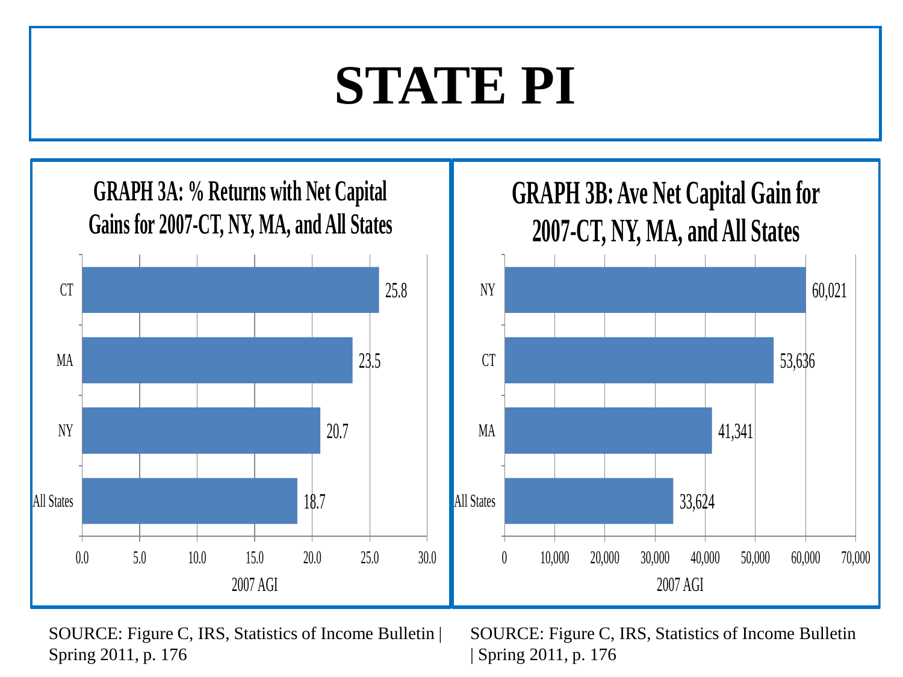# STATE PI

### GRAPH 3A: % Returns with Net Capital Gains for 2007-CT, NY, MA, and All States

| State | 2007 AGI |
|---|---|
| CT | 25.8 |
| MA | 23.5 |
| NY | 20.7 |
| All States | 18.7 |

SOURCE: Figure C, IRS, Statistics of Income Bulletin | Spring 2011, p. 176

### GRAPH 3B: Ave Net Capital Gain for 2007-CT, NY, MA, and All States

| State | 2007 AGI |
|---|---|
| NY | 60,021 |
| CT | 53,636 |
| MA | 41,341 |
| All States | 33,624 |

SOURCE: Figure C, IRS, Statistics of Income Bulletin | Spring 2011, p. 176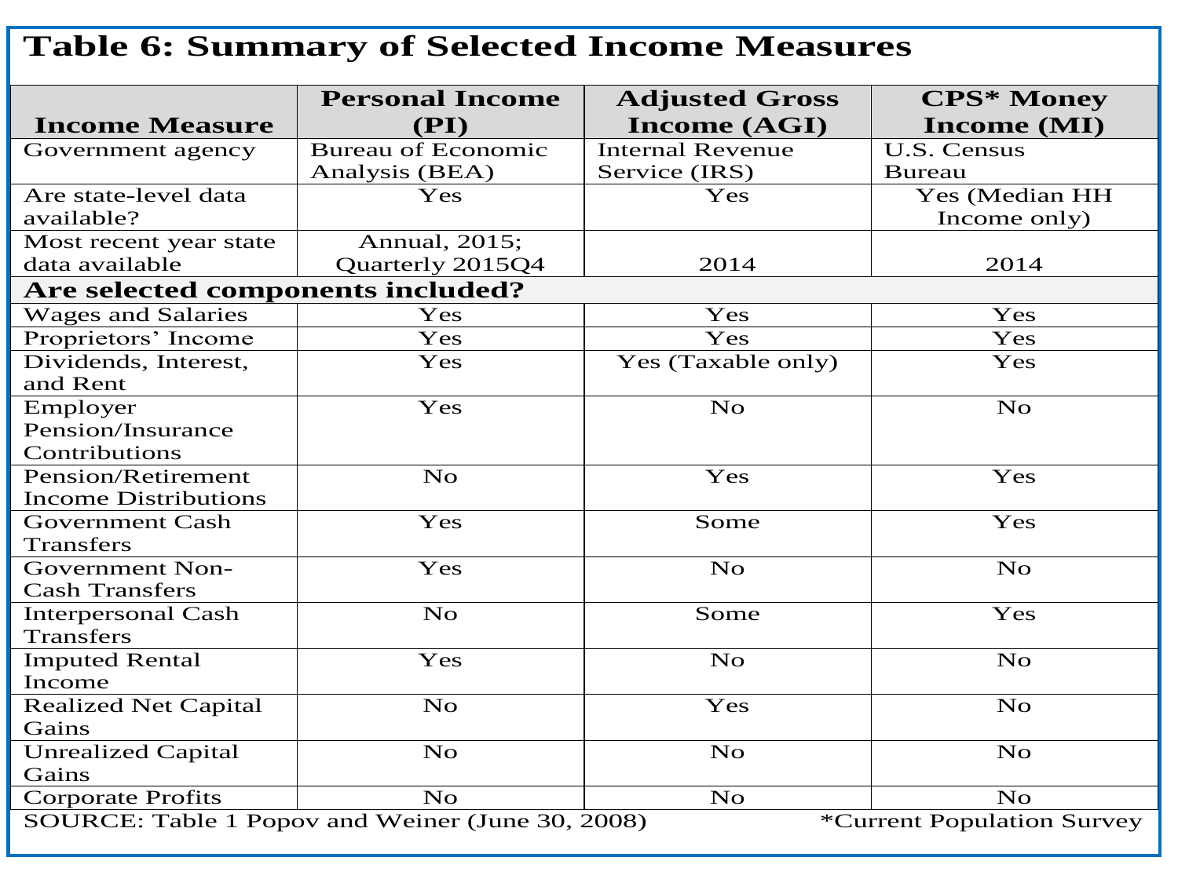# Table 6: Summary of Selected Income Measures

| Income Measure | Personal Income (PI) | Adjusted Gross Income (AGI) | CPS* Money Income (MI) |
|---|---|---|---|
| Government agency | Bureau of Economic Analysis (BEA) | Internal Revenue Service (IRS) | U.S. Census Bureau |
| Are state-level data available? | Yes | Yes | Yes (Median HH Income only) |
| Most recent year state data available | Annual, 2015; Quarterly 2015Q4 | 2014 | 2014 |
| **Are selected components included?** | | | |
| Wages and Salaries | Yes | Yes | Yes |
| Proprietors' Income | Yes | Yes | Yes |
| Dividends, Interest, and Rent | Yes | Yes (Taxable only) | Yes |
| Employer Pension/Insurance Contributions | Yes | No | No |
| Pension/Retirement Income Distributions | No | Yes | Yes |
| Government Cash Transfers | Yes | Some | Yes |
| Government Non-Cash Transfers | Yes | No | No |
| Interpersonal Cash Transfers | No | Some | Yes |
| Imputed Rental Income | Yes | No | No |
| Realized Net Capital Gains | No | Yes | No |
| Unrealized Capital Gains | No | No | No |
| Corporate Profits | No | No | No |

SOURCE: Table 1 Popov and Weiner (June 30, 2008)

*Current Population Survey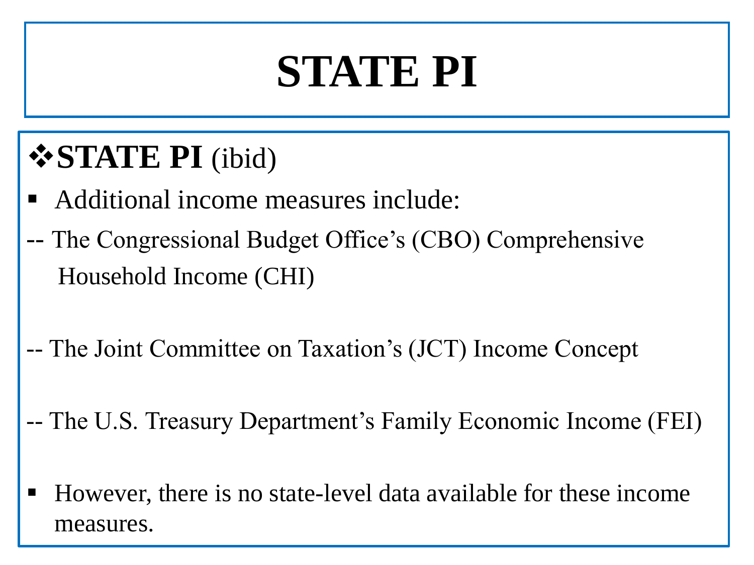# STATE PI

❖**STATE PI** (ibid)

- Additional income measures include:

-- The Congressional Budget Office's (CBO) Comprehensive Household Income (CHI)

-- The Joint Committee on Taxation's (JCT) Income Concept

-- The U.S. Treasury Department's Family Economic Income (FEI)

- However, there is no state-level data available for these income measures.